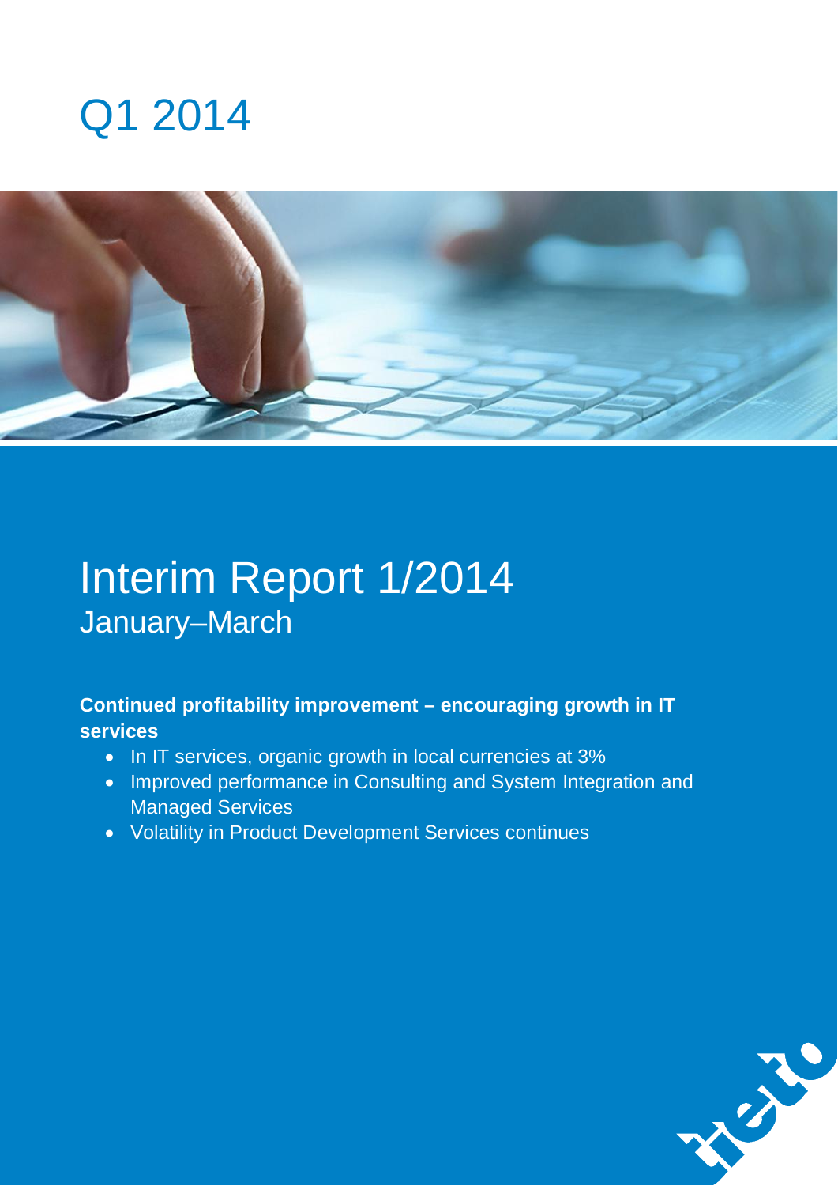# Q1 2014

# Interim Report 1/2014

## January–March

**Continued profitability improvement – encouraging growth in IT services**

- In IT services, organic growth in local currencies at 3%
- Improved performance in Consulting and System Integration and Managed Services
- Volatility in Product Development Services continues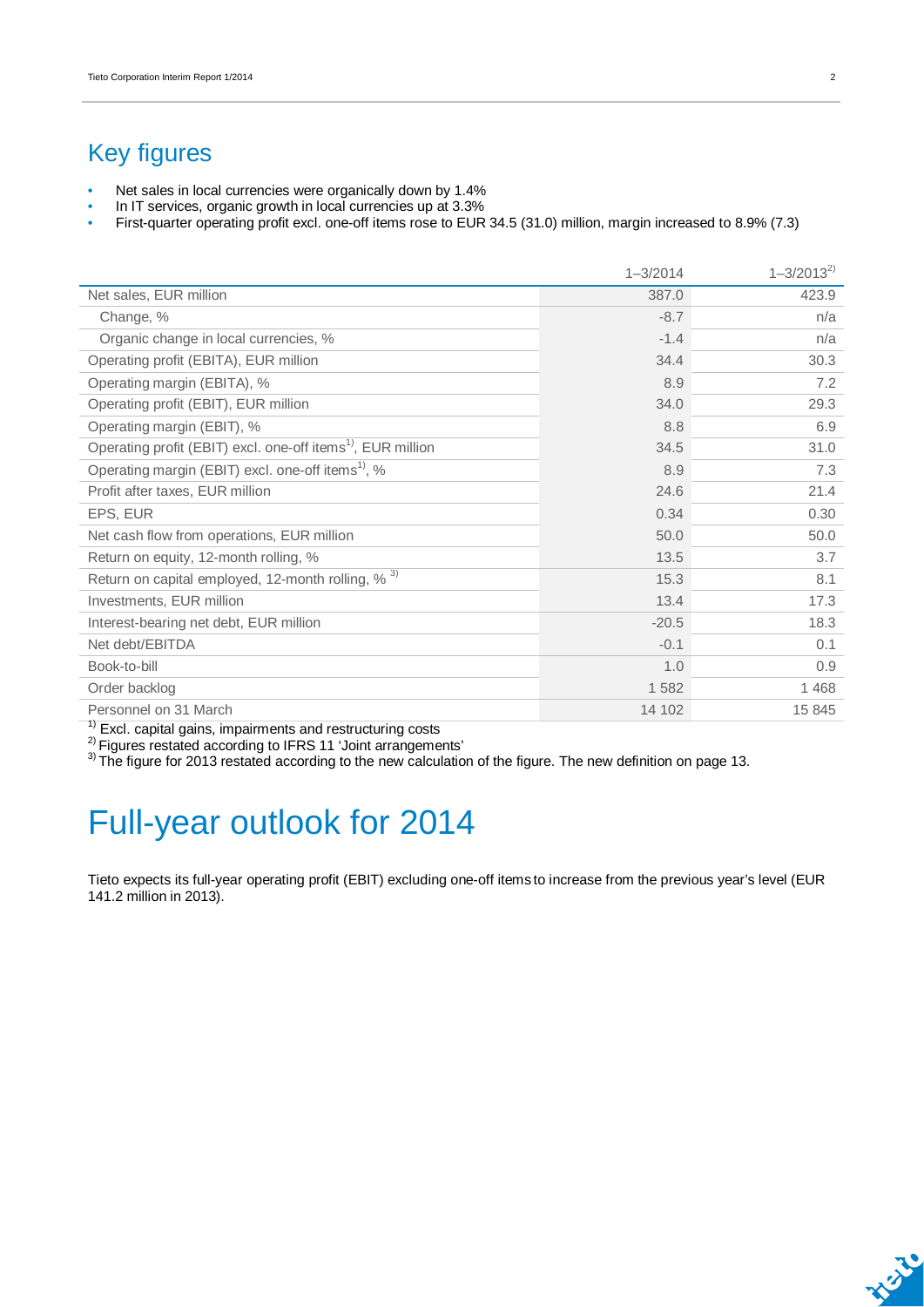# Key figures

- Net sales in local currencies were organically down by 1.4%
- In IT services, organic growth in local currencies up at 3.3%
- First-quarter operating profit excl. one-off items rose to EUR 34.5 (31.0) million, margin increased to 8.9% (7.3)

| | 1–3/2014 | 1–3/2013[2] |
|---|---|---|
| Net sales, EUR million | 387.0 | 423.9 |
| Change, % | -8.7 | n/a |
| Organic change in local currencies, % | -1.4 | n/a |
| Operating profit (EBITA), EUR million | 34.4 | 30.3 |
| Operating margin (EBITA), % | 8.9 | 7.2 |
| Operating profit (EBIT), EUR million | 34.0 | 29.3 |
| Operating margin (EBIT), % | 8.8 | 6.9 |
| Operating profit (EBIT) excl. one-off items[1], EUR million | 34.5 | 31.0 |
| Operating margin (EBIT) excl. one-off items[1], % | 8.9 | 7.3 |
| Profit after taxes, EUR million | 24.6 | 21.4 |
| EPS, EUR | 0.34 | 0.30 |
| Net cash flow from operations, EUR million | 50.0 | 50.0 |
| Return on equity, 12-month rolling, % | 13.5 | 3.7 |
| Return on capital employed, 12-month rolling, % [3] | 15.3 | 8.1 |
| Investments, EUR million | 13.4 | 17.3 |
| Interest-bearing net debt, EUR million | -20.5 | 18.3 |
| Net debt/EBITDA | -0.1 | 0.1 |
| Book-to-bill | 1.0 | 0.9 |
| Order backlog | 1 582 | 1 468 |
| Personnel on 31 March | 14 102 | 15 845 |

[1] Excl. capital gains, impairments and restructuring costs
[2] Figures restated according to IFRS 11 'Joint arrangements'
[3] The figure for 2013 restated according to the new calculation of the figure. The new definition on page 13.

# Full-year outlook for 2014

Tieto expects its full-year operating profit (EBIT) excluding one-off items to increase from the previous year's level (EUR 141.2 million in 2013).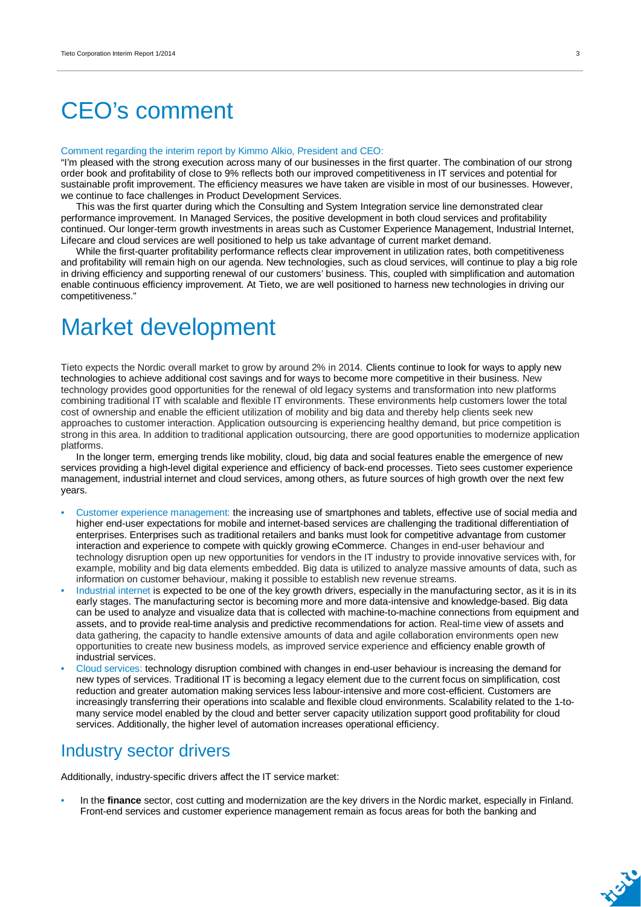# CEO's comment

Comment regarding the interim report by Kimmo Alkio, President and CEO:

"I'm pleased with the strong execution across many of our businesses in the first quarter. The combination of our strong order book and profitability of close to 9% reflects both our improved competitiveness in IT services and potential for sustainable profit improvement. The efficiency measures we have taken are visible in most of our businesses. However, we continue to face challenges in Product Development Services.

This was the first quarter during which the Consulting and System Integration service line demonstrated clear performance improvement. In Managed Services, the positive development in both cloud services and profitability continued. Our longer-term growth investments in areas such as Customer Experience Management, Industrial Internet, Lifecare and cloud services are well positioned to help us take advantage of current market demand.

While the first-quarter profitability performance reflects clear improvement in utilization rates, both competitiveness and profitability will remain high on our agenda. New technologies, such as cloud services, will continue to play a big role in driving efficiency and supporting renewal of our customers' business. This, coupled with simplification and automation enable continuous efficiency improvement. At Tieto, we are well positioned to harness new technologies in driving our competitiveness."

# Market development

Tieto expects the Nordic overall market to grow by around 2% in 2014. Clients continue to look for ways to apply new technologies to achieve additional cost savings and for ways to become more competitive in their business. New technology provides good opportunities for the renewal of old legacy systems and transformation into new platforms combining traditional IT with scalable and flexible IT environments. These environments help customers lower the total cost of ownership and enable the efficient utilization of mobility and big data and thereby help clients seek new approaches to customer interaction. Application outsourcing is experiencing healthy demand, but price competition is strong in this area. In addition to traditional application outsourcing, there are good opportunities to modernize application platforms.

In the longer term, emerging trends like mobility, cloud, big data and social features enable the emergence of new services providing a high-level digital experience and efficiency of back-end processes. Tieto sees customer experience management, industrial internet and cloud services, among others, as future sources of high growth over the next few years.

- Customer experience management: the increasing use of smartphones and tablets, effective use of social media and higher end-user expectations for mobile and internet-based services are challenging the traditional differentiation of enterprises. Enterprises such as traditional retailers and banks must look for competitive advantage from customer interaction and experience to compete with quickly growing eCommerce. Changes in end-user behaviour and technology disruption open up new opportunities for vendors in the IT industry to provide innovative services with, for example, mobility and big data elements embedded. Big data is utilized to analyze massive amounts of data, such as information on customer behaviour, making it possible to establish new revenue streams.
- Industrial internet is expected to be one of the key growth drivers, especially in the manufacturing sector, as it is in its early stages. The manufacturing sector is becoming more and more data-intensive and knowledge-based. Big data can be used to analyze and visualize data that is collected with machine-to-machine connections from equipment and assets, and to provide real-time analysis and predictive recommendations for action. Real-time view of assets and data gathering, the capacity to handle extensive amounts of data and agile collaboration environments open new opportunities to create new business models, as improved service experience and efficiency enable growth of industrial services.
- Cloud services: technology disruption combined with changes in end-user behaviour is increasing the demand for new types of services. Traditional IT is becoming a legacy element due to the current focus on simplification, cost reduction and greater automation making services less labour-intensive and more cost-efficient. Customers are increasingly transferring their operations into scalable and flexible cloud environments. Scalability related to the 1-to-many service model enabled by the cloud and better server capacity utilization support good profitability for cloud services. Additionally, the higher level of automation increases operational efficiency.

## Industry sector drivers

Additionally, industry-specific drivers affect the IT service market:

- In the **finance** sector, cost cutting and modernization are the key drivers in the Nordic market, especially in Finland. Front-end services and customer experience management remain as focus areas for both the banking and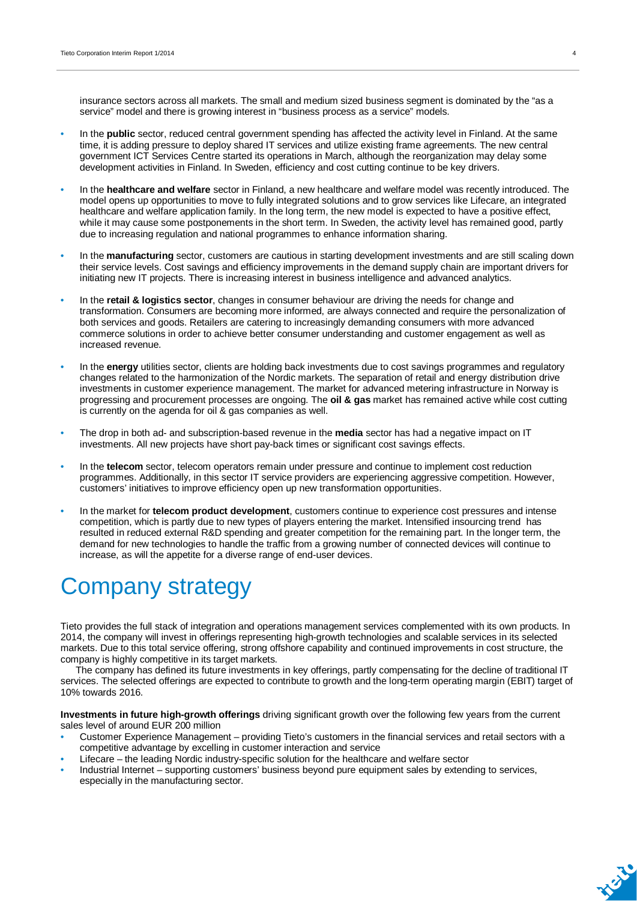insurance sectors across all markets. The small and medium sized business segment is dominated by the "as a service" model and there is growing interest in "business process as a service" models.

- In the **public** sector, reduced central government spending has affected the activity level in Finland. At the same time, it is adding pressure to deploy shared IT services and utilize existing frame agreements. The new central government ICT Services Centre started its operations in March, although the reorganization may delay some development activities in Finland. In Sweden, efficiency and cost cutting continue to be key drivers.
- In the **healthcare and welfare** sector in Finland, a new healthcare and welfare model was recently introduced. The model opens up opportunities to move to fully integrated solutions and to grow services like Lifecare, an integrated healthcare and welfare application family. In the long term, the new model is expected to have a positive effect, while it may cause some postponements in the short term. In Sweden, the activity level has remained good, partly due to increasing regulation and national programmes to enhance information sharing.
- In the **manufacturing** sector, customers are cautious in starting development investments and are still scaling down their service levels. Cost savings and efficiency improvements in the demand supply chain are important drivers for initiating new IT projects. There is increasing interest in business intelligence and advanced analytics.
- In the **retail & logistics sector**, changes in consumer behaviour are driving the needs for change and transformation. Consumers are becoming more informed, are always connected and require the personalization of both services and goods. Retailers are catering to increasingly demanding consumers with more advanced commerce solutions in order to achieve better consumer understanding and customer engagement as well as increased revenue.
- In the **energy** utilities sector, clients are holding back investments due to cost savings programmes and regulatory changes related to the harmonization of the Nordic markets. The separation of retail and energy distribution drive investments in customer experience management. The market for advanced metering infrastructure in Norway is progressing and procurement processes are ongoing. The **oil & gas** market has remained active while cost cutting is currently on the agenda for oil & gas companies as well.
- The drop in both ad- and subscription-based revenue in the **media** sector has had a negative impact on IT investments. All new projects have short pay-back times or significant cost savings effects.
- In the **telecom** sector, telecom operators remain under pressure and continue to implement cost reduction programmes. Additionally, in this sector IT service providers are experiencing aggressive competition. However, customers' initiatives to improve efficiency open up new transformation opportunities.
- In the market for **telecom product development**, customers continue to experience cost pressures and intense competition, which is partly due to new types of players entering the market. Intensified insourcing trend has resulted in reduced external R&D spending and greater competition for the remaining part. In the longer term, the demand for new technologies to handle the traffic from a growing number of connected devices will continue to increase, as will the appetite for a diverse range of end-user devices.

# Company strategy

Tieto provides the full stack of integration and operations management services complemented with its own products. In 2014, the company will invest in offerings representing high-growth technologies and scalable services in its selected markets. Due to this total service offering, strong offshore capability and continued improvements in cost structure, the company is highly competitive in its target markets.

The company has defined its future investments in key offerings, partly compensating for the decline of traditional IT services. The selected offerings are expected to contribute to growth and the long-term operating margin (EBIT) target of 10% towards 2016.

**Investments in future high-growth offerings** driving significant growth over the following few years from the current sales level of around EUR 200 million

- Customer Experience Management – providing Tieto's customers in the financial services and retail sectors with a competitive advantage by excelling in customer interaction and service
- Lifecare – the leading Nordic industry-specific solution for the healthcare and welfare sector
- Industrial Internet – supporting customers' business beyond pure equipment sales by extending to services, especially in the manufacturing sector.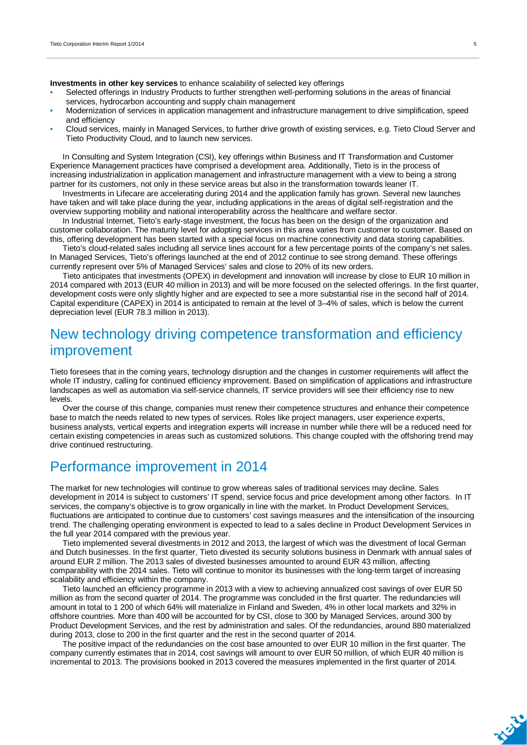**Investments in other key services** to enhance scalability of selected key offerings

- Selected offerings in Industry Products to further strengthen well-performing solutions in the areas of financial services, hydrocarbon accounting and supply chain management
- Modernization of services in application management and infrastructure management to drive simplification, speed and efficiency
- Cloud services, mainly in Managed Services, to further drive growth of existing services, e.g. Tieto Cloud Server and Tieto Productivity Cloud, and to launch new services.

In Consulting and System Integration (CSI), key offerings within Business and IT Transformation and Customer Experience Management practices have comprised a development area. Additionally, Tieto is in the process of increasing industrialization in application management and infrastructure management with a view to being a strong partner for its customers, not only in these service areas but also in the transformation towards leaner IT.

Investments in Lifecare are accelerating during 2014 and the application family has grown. Several new launches have taken and will take place during the year, including applications in the areas of digital self-registration and the overview supporting mobility and national interoperability across the healthcare and welfare sector.

In Industrial Internet, Tieto's early-stage investment, the focus has been on the design of the organization and customer collaboration. The maturity level for adopting services in this area varies from customer to customer. Based on this, offering development has been started with a special focus on machine connectivity and data storing capabilities.

Tieto's cloud-related sales including all service lines account for a few percentage points of the company's net sales. In Managed Services, Tieto's offerings launched at the end of 2012 continue to see strong demand. These offerings currently represent over 5% of Managed Services' sales and close to 20% of its new orders.

Tieto anticipates that investments (OPEX) in development and innovation will increase by close to EUR 10 million in 2014 compared with 2013 (EUR 40 million in 2013) and will be more focused on the selected offerings. In the first quarter, development costs were only slightly higher and are expected to see a more substantial rise in the second half of 2014. Capital expenditure (CAPEX) in 2014 is anticipated to remain at the level of 3–4% of sales, which is below the current depreciation level (EUR 78.3 million in 2013).

# New technology driving competence transformation and efficiency improvement

Tieto foresees that in the coming years, technology disruption and the changes in customer requirements will affect the whole IT industry, calling for continued efficiency improvement. Based on simplification of applications and infrastructure landscapes as well as automation via self-service channels, IT service providers will see their efficiency rise to new levels.

Over the course of this change, companies must renew their competence structures and enhance their competence base to match the needs related to new types of services. Roles like project managers, user experience experts, business analysts, vertical experts and integration experts will increase in number while there will be a reduced need for certain existing competencies in areas such as customized solutions. This change coupled with the offshoring trend may drive continued restructuring.

# Performance improvement in 2014

The market for new technologies will continue to grow whereas sales of traditional services may decline. Sales development in 2014 is subject to customers' IT spend, service focus and price development among other factors. In IT services, the company's objective is to grow organically in line with the market. In Product Development Services, fluctuations are anticipated to continue due to customers' cost savings measures and the intensification of the insourcing trend. The challenging operating environment is expected to lead to a sales decline in Product Development Services in the full year 2014 compared with the previous year.

Tieto implemented several divestments in 2012 and 2013, the largest of which was the divestment of local German and Dutch businesses. In the first quarter, Tieto divested its security solutions business in Denmark with annual sales of around EUR 2 million. The 2013 sales of divested businesses amounted to around EUR 43 million, affecting comparability with the 2014 sales. Tieto will continue to monitor its businesses with the long-term target of increasing scalability and efficiency within the company.

Tieto launched an efficiency programme in 2013 with a view to achieving annualized cost savings of over EUR 50 million as from the second quarter of 2014. The programme was concluded in the first quarter. The redundancies will amount in total to 1 200 of which 64% will materialize in Finland and Sweden, 4% in other local markets and 32% in offshore countries. More than 400 will be accounted for by CSI, close to 300 by Managed Services, around 300 by Product Development Services, and the rest by administration and sales. Of the redundancies, around 880 materialized during 2013, close to 200 in the first quarter and the rest in the second quarter of 2014.

The positive impact of the redundancies on the cost base amounted to over EUR 10 million in the first quarter. The company currently estimates that in 2014, cost savings will amount to over EUR 50 million, of which EUR 40 million is incremental to 2013. The provisions booked in 2013 covered the measures implemented in the first quarter of 2014.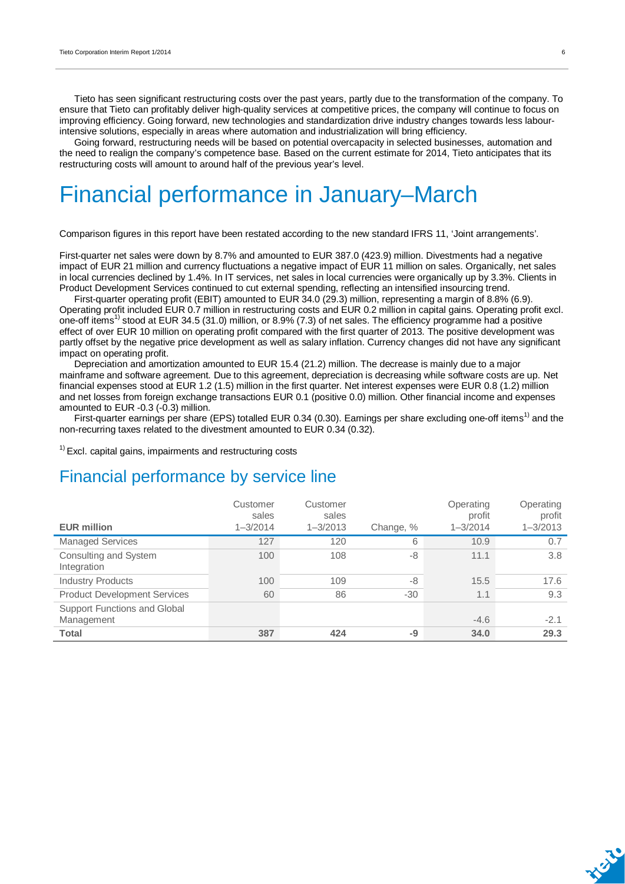Tieto has seen significant restructuring costs over the past years, partly due to the transformation of the company. To ensure that Tieto can profitably deliver high-quality services at competitive prices, the company will continue to focus on improving efficiency. Going forward, new technologies and standardization drive industry changes towards less labour-intensive solutions, especially in areas where automation and industrialization will bring efficiency.

Going forward, restructuring needs will be based on potential overcapacity in selected businesses, automation and the need to realign the company's competence base. Based on the current estimate for 2014, Tieto anticipates that its restructuring costs will amount to around half of the previous year's level.

# Financial performance in January–March

Comparison figures in this report have been restated according to the new standard IFRS 11, 'Joint arrangements'.

First-quarter net sales were down by 8.7% and amounted to EUR 387.0 (423.9) million. Divestments had a negative impact of EUR 21 million and currency fluctuations a negative impact of EUR 11 million on sales. Organically, net sales in local currencies declined by 1.4%. In IT services, net sales in local currencies were organically up by 3.3%. Clients in Product Development Services continued to cut external spending, reflecting an intensified insourcing trend.

First-quarter operating profit (EBIT) amounted to EUR 34.0 (29.3) million, representing a margin of 8.8% (6.9). Operating profit included EUR 0.7 million in restructuring costs and EUR 0.2 million in capital gains. Operating profit excl. one-off items[1] stood at EUR 34.5 (31.0) million, or 8.9% (7.3) of net sales. The efficiency programme had a positive effect of over EUR 10 million on operating profit compared with the first quarter of 2013. The positive development was partly offset by the negative price development as well as salary inflation. Currency changes did not have any significant impact on operating profit.

Depreciation and amortization amounted to EUR 15.4 (21.2) million. The decrease is mainly due to a major mainframe and software agreement. Due to this agreement, depreciation is decreasing while software costs are up. Net financial expenses stood at EUR 1.2 (1.5) million in the first quarter. Net interest expenses were EUR 0.8 (1.2) million and net losses from foreign exchange transactions EUR 0.1 (positive 0.0) million. Other financial income and expenses amounted to EUR -0.3 (-0.3) million.

First-quarter earnings per share (EPS) totalled EUR 0.34 (0.30). Earnings per share excluding one-off items[1] and the non-recurring taxes related to the divestment amounted to EUR 0.34 (0.32).

[1] Excl. capital gains, impairments and restructuring costs

## Financial performance by service line

| EUR million | Customer sales 1–3/2014 | Customer sales 1–3/2013 | Change, % | Operating profit 1–3/2014 | Operating profit 1–3/2013 |
|---|---|---|---|---|---|
| Managed Services | 127 | 120 | 6 | 10.9 | 0.7 |
| Consulting and System Integration | 100 | 108 | -8 | 11.1 | 3.8 |
| Industry Products | 100 | 109 | -8 | 15.5 | 17.6 |
| Product Development Services | 60 | 86 | -30 | 1.1 | 9.3 |
| Support Functions and Global Management | | | | -4.6 | -2.1 |
| **Total** | **387** | **424** | **-9** | **34.0** | **29.3** |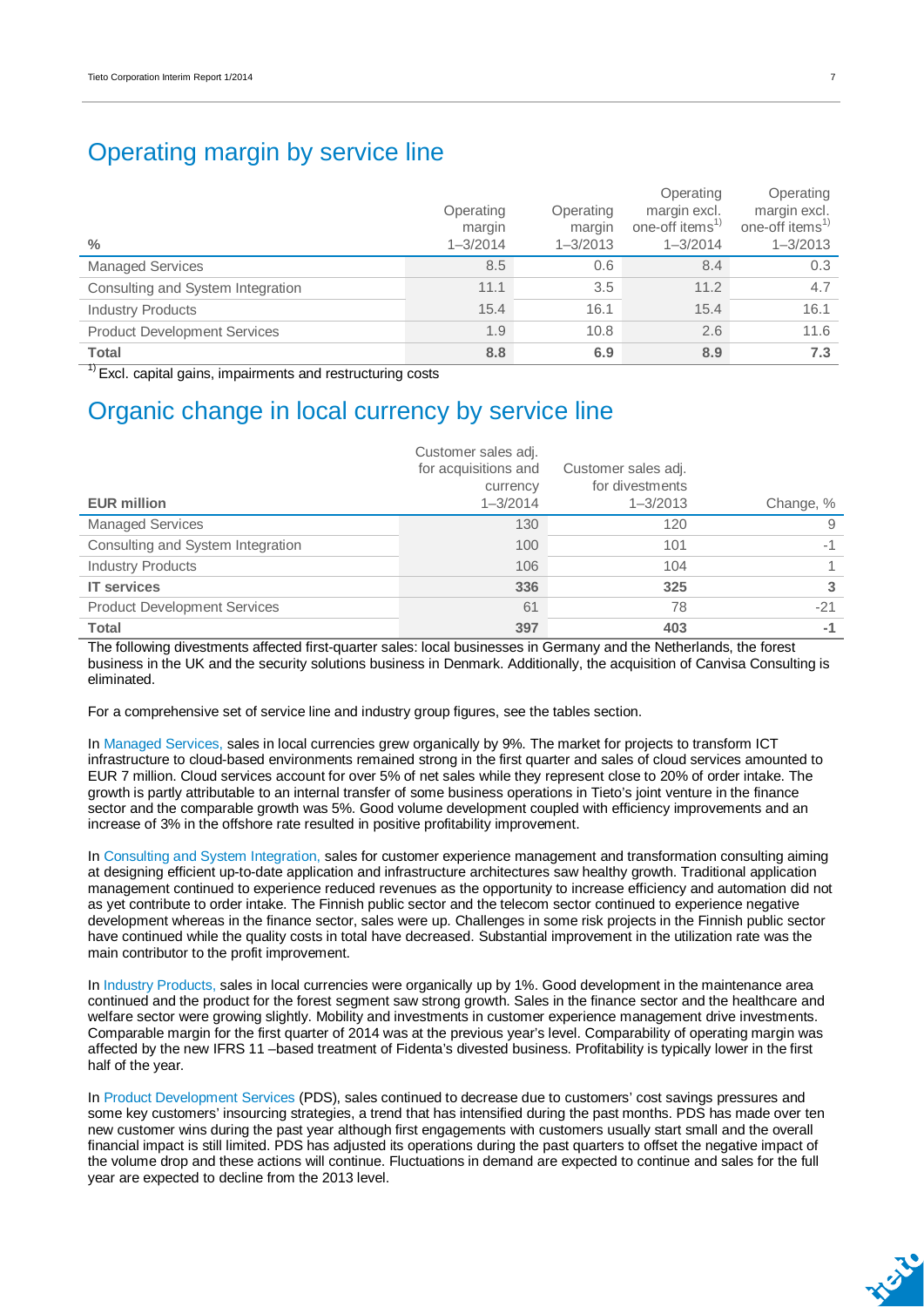## Operating margin by service line

| % | Operating margin 1–3/2014 | Operating margin 1–3/2013 | Operating margin excl. one-off items[1) ] 1–3/2014 | Operating margin excl. one-off items[1)] 1–3/2013 |
|---|---|---|---|---|
| Managed Services | 8.5 | 0.6 | 8.4 | 0.3 |
| Consulting and System Integration | 11.1 | 3.5 | 11.2 | 4.7 |
| Industry Products | 15.4 | 16.1 | 15.4 | 16.1 |
| Product Development Services | 1.9 | 10.8 | 2.6 | 11.6 |
| **Total** | **8.8** | **6.9** | **8.9** | **7.3** |

[1)] Excl. capital gains, impairments and restructuring costs

## Organic change in local currency by service line

| EUR million | Customer sales adj. for acquisitions and currency 1–3/2014 | Customer sales adj. for divestments 1–3/2013 | Change, % |
|---|---|---|---|
| Managed Services | 130 | 120 | 9 |
| Consulting and System Integration | 100 | 101 | -1 |
| Industry Products | 106 | 104 | 1 |
| **IT services** | **336** | **325** | **3** |
| Product Development Services | 61 | 78 | -21 |
| **Total** | **397** | **403** | **-1** |

The following divestments affected first-quarter sales: local businesses in Germany and the Netherlands, the forest business in the UK and the security solutions business in Denmark. Additionally, the acquisition of Canvisa Consulting is eliminated.

For a comprehensive set of service line and industry group figures, see the tables section.

In Managed Services, sales in local currencies grew organically by 9%. The market for projects to transform ICT infrastructure to cloud-based environments remained strong in the first quarter and sales of cloud services amounted to EUR 7 million. Cloud services account for over 5% of net sales while they represent close to 20% of order intake. The growth is partly attributable to an internal transfer of some business operations in Tieto's joint venture in the finance sector and the comparable growth was 5%. Good volume development coupled with efficiency improvements and an increase of 3% in the offshore rate resulted in positive profitability improvement.

In Consulting and System Integration, sales for customer experience management and transformation consulting aiming at designing efficient up-to-date application and infrastructure architectures saw healthy growth. Traditional application management continued to experience reduced revenues as the opportunity to increase efficiency and automation did not as yet contribute to order intake. The Finnish public sector and the telecom sector continued to experience negative development whereas in the finance sector, sales were up. Challenges in some risk projects in the Finnish public sector have continued while the quality costs in total have decreased. Substantial improvement in the utilization rate was the main contributor to the profit improvement.

In Industry Products, sales in local currencies were organically up by 1%. Good development in the maintenance area continued and the product for the forest segment saw strong growth. Sales in the finance sector and the healthcare and welfare sector were growing slightly. Mobility and investments in customer experience management drive investments. Comparable margin for the first quarter of 2014 was at the previous year's level. Comparability of operating margin was affected by the new IFRS 11 –based treatment of Fidenta's divested business. Profitability is typically lower in the first half of the year.

In Product Development Services (PDS), sales continued to decrease due to customers' cost savings pressures and some key customers' insourcing strategies, a trend that has intensified during the past months. PDS has made over ten new customer wins during the past year although first engagements with customers usually start small and the overall financial impact is still limited. PDS has adjusted its operations during the past quarters to offset the negative impact of the volume drop and these actions will continue. Fluctuations in demand are expected to continue and sales for the full year are expected to decline from the 2013 level.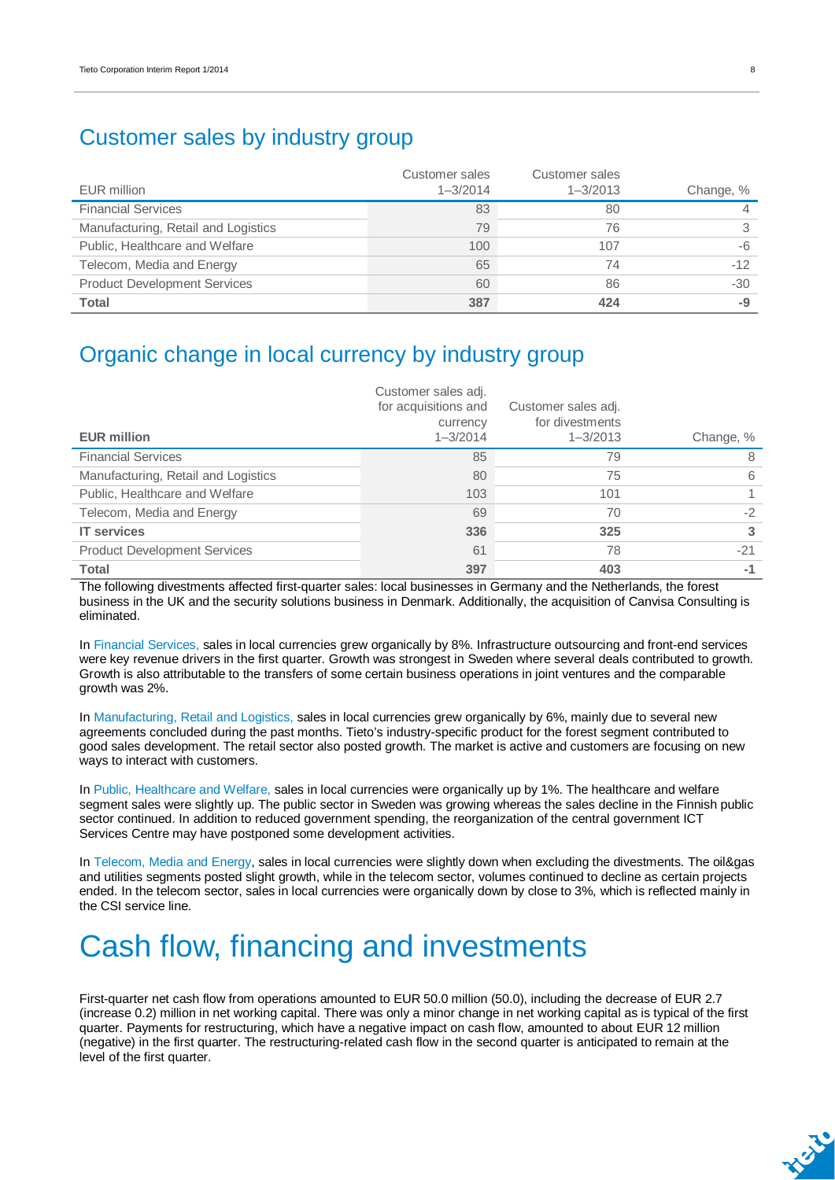## Customer sales by industry group

| EUR million | Customer sales 1–3/2014 | Customer sales 1–3/2013 | Change, % |
|---|---|---|---|
| Financial Services | 83 | 80 | 4 |
| Manufacturing, Retail and Logistics | 79 | 76 | 3 |
| Public, Healthcare and Welfare | 100 | 107 | -6 |
| Telecom, Media and Energy | 65 | 74 | -12 |
| Product Development Services | 60 | 86 | -30 |
| **Total** | **387** | **424** | **-9** |

## Organic change in local currency by industry group

| **EUR million** | Customer sales adj. for acquisitions and currency 1–3/2014 | Customer sales adj. for divestments 1–3/2013 | Change, % |
|---|---|---|---|
| Financial Services | 85 | 79 | 8 |
| Manufacturing, Retail and Logistics | 80 | 75 | 6 |
| Public, Healthcare and Welfare | 103 | 101 | 1 |
| Telecom, Media and Energy | 69 | 70 | -2 |
| **IT services** | **336** | **325** | **3** |
| Product Development Services | 61 | 78 | -21 |
| **Total** | **397** | **403** | **-1** |

The following divestments affected first-quarter sales: local businesses in Germany and the Netherlands, the forest business in the UK and the security solutions business in Denmark. Additionally, the acquisition of Canvisa Consulting is eliminated.

In Financial Services, sales in local currencies grew organically by 8%. Infrastructure outsourcing and front-end services were key revenue drivers in the first quarter. Growth was strongest in Sweden where several deals contributed to growth. Growth is also attributable to the transfers of some certain business operations in joint ventures and the comparable growth was 2%.

In Manufacturing, Retail and Logistics, sales in local currencies grew organically by 6%, mainly due to several new agreements concluded during the past months. Tieto's industry-specific product for the forest segment contributed to good sales development. The retail sector also posted growth. The market is active and customers are focusing on new ways to interact with customers.

In Public, Healthcare and Welfare, sales in local currencies were organically up by 1%. The healthcare and welfare segment sales were slightly up. The public sector in Sweden was growing whereas the sales decline in the Finnish public sector continued. In addition to reduced government spending, the reorganization of the central government ICT Services Centre may have postponed some development activities.

In Telecom, Media and Energy, sales in local currencies were slightly down when excluding the divestments. The oil&gas and utilities segments posted slight growth, while in the telecom sector, volumes continued to decline as certain projects ended. In the telecom sector, sales in local currencies were organically down by close to 3%, which is reflected mainly in the CSI service line.

# Cash flow, financing and investments

First-quarter net cash flow from operations amounted to EUR 50.0 million (50.0), including the decrease of EUR 2.7 (increase 0.2) million in net working capital. There was only a minor change in net working capital as is typical of the first quarter. Payments for restructuring, which have a negative impact on cash flow, amounted to about EUR 12 million (negative) in the first quarter. The restructuring-related cash flow in the second quarter is anticipated to remain at the level of the first quarter.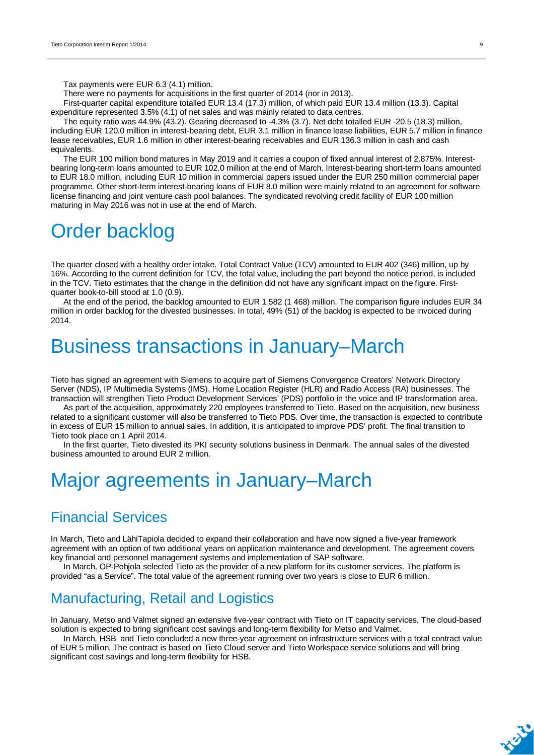Tax payments were EUR 6.3 (4.1) million.

There were no payments for acquisitions in the first quarter of 2014 (nor in 2013).

First-quarter capital expenditure totalled EUR 13.4 (17.3) million, of which paid EUR 13.4 million (13.3). Capital expenditure represented 3.5% (4.1) of net sales and was mainly related to data centres.

The equity ratio was 44.9% (43.2). Gearing decreased to -4.3% (3.7). Net debt totalled EUR -20.5 (18.3) million, including EUR 120.0 million in interest-bearing debt, EUR 3.1 million in finance lease liabilities, EUR 5.7 million in finance lease receivables, EUR 1.6 million in other interest-bearing receivables and EUR 136.3 million in cash and cash equivalents.

The EUR 100 million bond matures in May 2019 and it carries a coupon of fixed annual interest of 2.875%. Interest-bearing long-term loans amounted to EUR 102.0 million at the end of March. Interest-bearing short-term loans amounted to EUR 18.0 million, including EUR 10 million in commercial papers issued under the EUR 250 million commercial paper programme. Other short-term interest-bearing loans of EUR 8.0 million were mainly related to an agreement for software license financing and joint venture cash pool balances. The syndicated revolving credit facility of EUR 100 million maturing in May 2016 was not in use at the end of March.

# Order backlog

The quarter closed with a healthy order intake. Total Contract Value (TCV) amounted to EUR 402 (346) million, up by 16%. According to the current definition for TCV, the total value, including the part beyond the notice period, is included in the TCV. Tieto estimates that the change in the definition did not have any significant impact on the figure. First-quarter book-to-bill stood at 1.0 (0.9).

At the end of the period, the backlog amounted to EUR 1 582 (1 468) million. The comparison figure includes EUR 34 million in order backlog for the divested businesses. In total, 49% (51) of the backlog is expected to be invoiced during 2014.

# Business transactions in January–March

Tieto has signed an agreement with Siemens to acquire part of Siemens Convergence Creators' Network Directory Server (NDS), IP Multimedia Systems (IMS), Home Location Register (HLR) and Radio Access (RA) businesses. The transaction will strengthen Tieto Product Development Services' (PDS) portfolio in the voice and IP transformation area.

As part of the acquisition, approximately 220 employees transferred to Tieto. Based on the acquisition, new business related to a significant customer will also be transferred to Tieto PDS. Over time, the transaction is expected to contribute in excess of EUR 15 million to annual sales. In addition, it is anticipated to improve PDS' profit. The final transition to Tieto took place on 1 April 2014.

In the first quarter, Tieto divested its PKI security solutions business in Denmark. The annual sales of the divested business amounted to around EUR 2 million.

# Major agreements in January–March

## Financial Services

In March, Tieto and LähiTapiola decided to expand their collaboration and have now signed a five-year framework agreement with an option of two additional years on application maintenance and development. The agreement covers key financial and personnel management systems and implementation of SAP software.

In March, OP-Pohjola selected Tieto as the provider of a new platform for its customer services. The platform is provided "as a Service". The total value of the agreement running over two years is close to EUR 6 million.

## Manufacturing, Retail and Logistics

In January, Metso and Valmet signed an extensive five-year contract with Tieto on IT capacity services. The cloud-based solution is expected to bring significant cost savings and long-term flexibility for Metso and Valmet.

In March, HSB and Tieto concluded a new three-year agreement on infrastructure services with a total contract value of EUR 5 million. The contract is based on Tieto Cloud server and Tieto Workspace service solutions and will bring significant cost savings and long-term flexibility for HSB.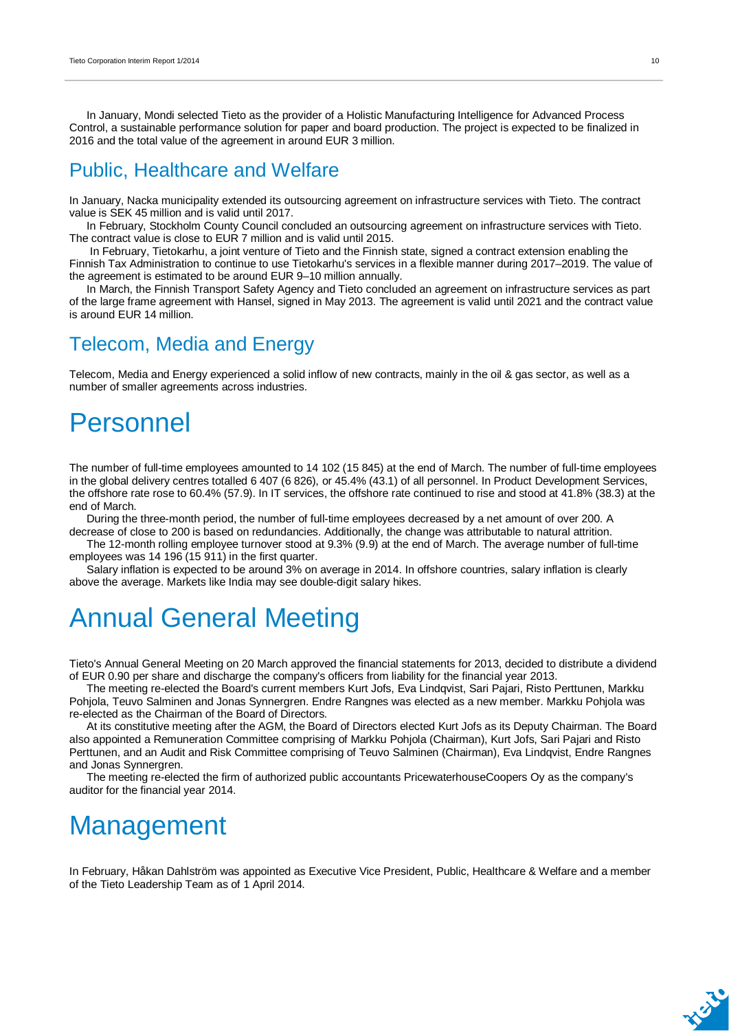In January, Mondi selected Tieto as the provider of a Holistic Manufacturing Intelligence for Advanced Process Control, a sustainable performance solution for paper and board production. The project is expected to be finalized in 2016 and the total value of the agreement in around EUR 3 million.

## Public, Healthcare and Welfare

In January, Nacka municipality extended its outsourcing agreement on infrastructure services with Tieto. The contract value is SEK 45 million and is valid until 2017.

In February, Stockholm County Council concluded an outsourcing agreement on infrastructure services with Tieto. The contract value is close to EUR 7 million and is valid until 2015.

In February, Tietokarhu, a joint venture of Tieto and the Finnish state, signed a contract extension enabling the Finnish Tax Administration to continue to use Tietokarhu's services in a flexible manner during 2017–2019. The value of the agreement is estimated to be around EUR 9–10 million annually.

In March, the Finnish Transport Safety Agency and Tieto concluded an agreement on infrastructure services as part of the large frame agreement with Hansel, signed in May 2013. The agreement is valid until 2021 and the contract value is around EUR 14 million.

## Telecom, Media and Energy

Telecom, Media and Energy experienced a solid inflow of new contracts, mainly in the oil & gas sector, as well as a number of smaller agreements across industries.

# Personnel

The number of full-time employees amounted to 14 102 (15 845) at the end of March. The number of full-time employees in the global delivery centres totalled 6 407 (6 826), or 45.4% (43.1) of all personnel. In Product Development Services, the offshore rate rose to 60.4% (57.9). In IT services, the offshore rate continued to rise and stood at 41.8% (38.3) at the end of March.

During the three-month period, the number of full-time employees decreased by a net amount of over 200. A decrease of close to 200 is based on redundancies. Additionally, the change was attributable to natural attrition.

The 12-month rolling employee turnover stood at 9.3% (9.9) at the end of March. The average number of full-time employees was 14 196 (15 911) in the first quarter.

Salary inflation is expected to be around 3% on average in 2014. In offshore countries, salary inflation is clearly above the average. Markets like India may see double-digit salary hikes.

# Annual General Meeting

Tieto's Annual General Meeting on 20 March approved the financial statements for 2013, decided to distribute a dividend of EUR 0.90 per share and discharge the company's officers from liability for the financial year 2013.

The meeting re-elected the Board's current members Kurt Jofs, Eva Lindqvist, Sari Pajari, Risto Perttunen, Markku Pohjola, Teuvo Salminen and Jonas Synnergren. Endre Rangnes was elected as a new member. Markku Pohjola was re-elected as the Chairman of the Board of Directors.

At its constitutive meeting after the AGM, the Board of Directors elected Kurt Jofs as its Deputy Chairman. The Board also appointed a Remuneration Committee comprising of Markku Pohjola (Chairman), Kurt Jofs, Sari Pajari and Risto Perttunen, and an Audit and Risk Committee comprising of Teuvo Salminen (Chairman), Eva Lindqvist, Endre Rangnes and Jonas Synnergren.

The meeting re-elected the firm of authorized public accountants PricewaterhouseCoopers Oy as the company's auditor for the financial year 2014.

# Management

In February, Håkan Dahlström was appointed as Executive Vice President, Public, Healthcare & Welfare and a member of the Tieto Leadership Team as of 1 April 2014.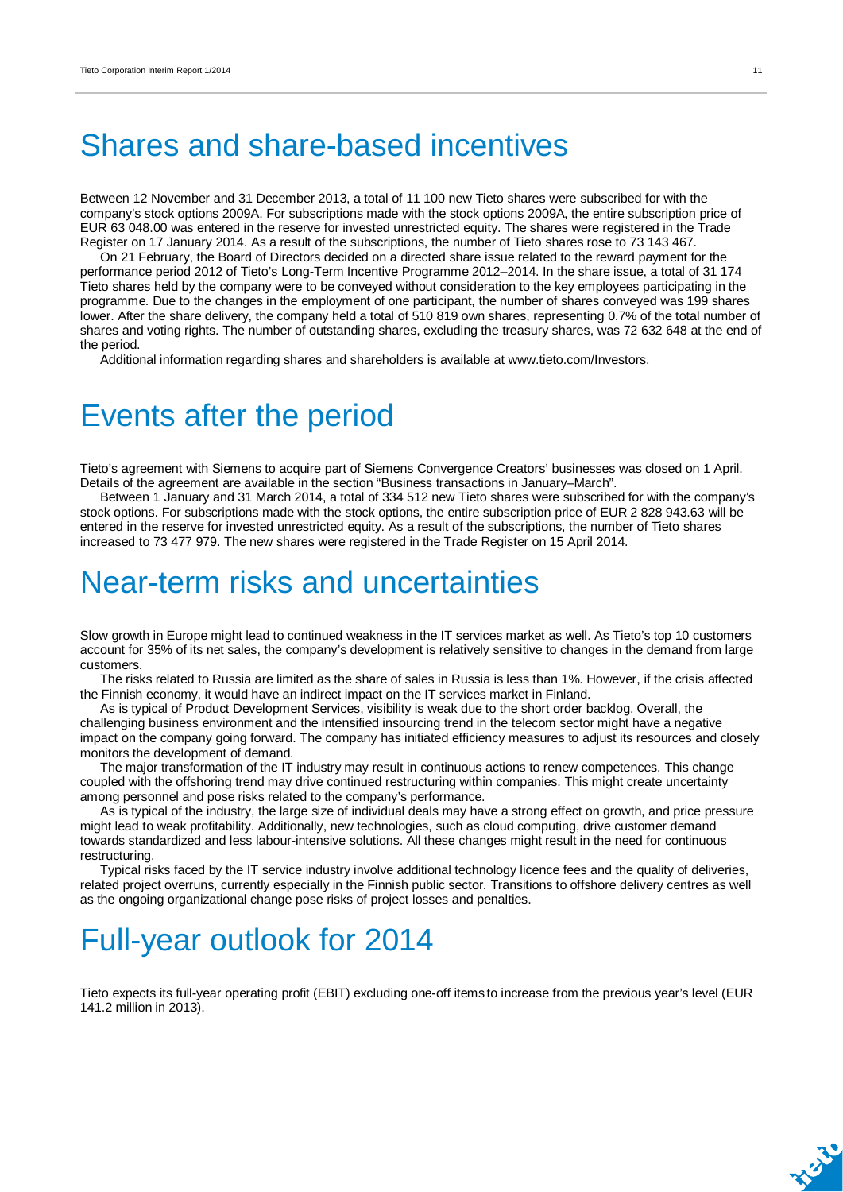# Shares and share-based incentives

Between 12 November and 31 December 2013, a total of 11 100 new Tieto shares were subscribed for with the company's stock options 2009A. For subscriptions made with the stock options 2009A, the entire subscription price of EUR 63 048.00 was entered in the reserve for invested unrestricted equity. The shares were registered in the Trade Register on 17 January 2014. As a result of the subscriptions, the number of Tieto shares rose to 73 143 467.

On 21 February, the Board of Directors decided on a directed share issue related to the reward payment for the performance period 2012 of Tieto's Long-Term Incentive Programme 2012–2014. In the share issue, a total of 31 174 Tieto shares held by the company were to be conveyed without consideration to the key employees participating in the programme. Due to the changes in the employment of one participant, the number of shares conveyed was 199 shares lower. After the share delivery, the company held a total of 510 819 own shares, representing 0.7% of the total number of shares and voting rights. The number of outstanding shares, excluding the treasury shares, was 72 632 648 at the end of the period.

Additional information regarding shares and shareholders is available at www.tieto.com/Investors.

# Events after the period

Tieto's agreement with Siemens to acquire part of Siemens Convergence Creators' businesses was closed on 1 April. Details of the agreement are available in the section "Business transactions in January–March".

Between 1 January and 31 March 2014, a total of 334 512 new Tieto shares were subscribed for with the company's stock options. For subscriptions made with the stock options, the entire subscription price of EUR 2 828 943.63 will be entered in the reserve for invested unrestricted equity. As a result of the subscriptions, the number of Tieto shares increased to 73 477 979. The new shares were registered in the Trade Register on 15 April 2014.

# Near-term risks and uncertainties

Slow growth in Europe might lead to continued weakness in the IT services market as well. As Tieto's top 10 customers account for 35% of its net sales, the company's development is relatively sensitive to changes in the demand from large customers.

The risks related to Russia are limited as the share of sales in Russia is less than 1%. However, if the crisis affected the Finnish economy, it would have an indirect impact on the IT services market in Finland.

As is typical of Product Development Services, visibility is weak due to the short order backlog. Overall, the challenging business environment and the intensified insourcing trend in the telecom sector might have a negative impact on the company going forward. The company has initiated efficiency measures to adjust its resources and closely monitors the development of demand.

The major transformation of the IT industry may result in continuous actions to renew competences. This change coupled with the offshoring trend may drive continued restructuring within companies. This might create uncertainty among personnel and pose risks related to the company's performance.

As is typical of the industry, the large size of individual deals may have a strong effect on growth, and price pressure might lead to weak profitability. Additionally, new technologies, such as cloud computing, drive customer demand towards standardized and less labour-intensive solutions. All these changes might result in the need for continuous restructuring.

Typical risks faced by the IT service industry involve additional technology licence fees and the quality of deliveries, related project overruns, currently especially in the Finnish public sector. Transitions to offshore delivery centres as well as the ongoing organizational change pose risks of project losses and penalties.

# Full-year outlook for 2014

Tieto expects its full-year operating profit (EBIT) excluding one-off items to increase from the previous year's level (EUR 141.2 million in 2013).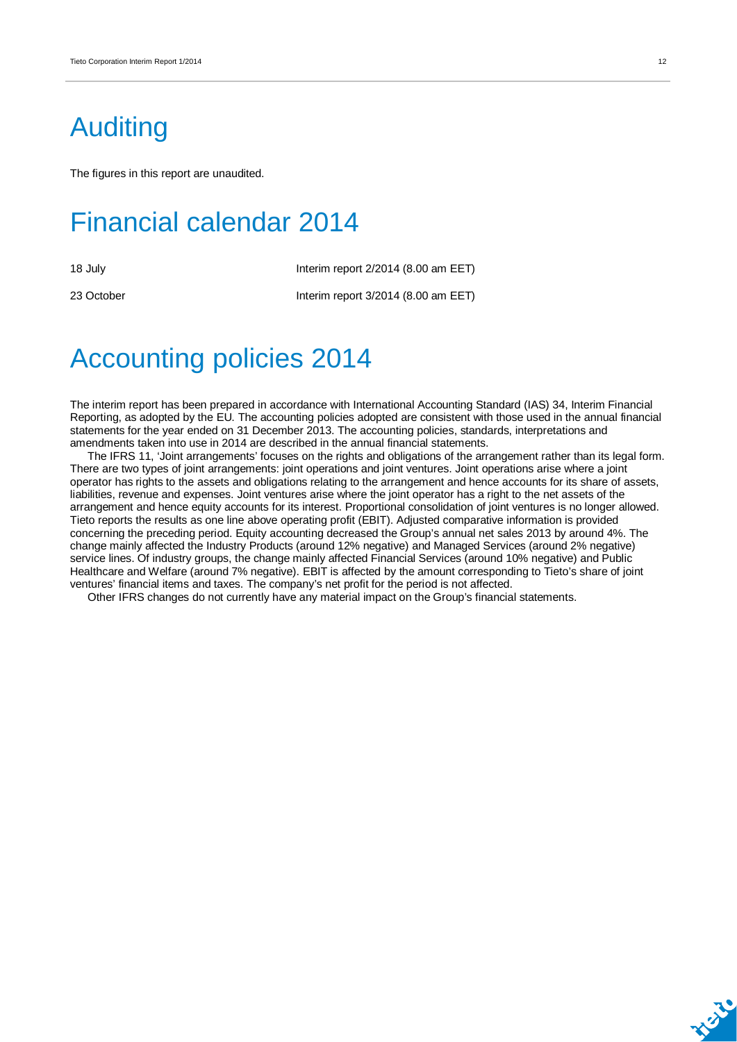# Auditing

The figures in this report are unaudited.

# Financial calendar 2014

| | |
|---|---|
| 18 July | Interim report 2/2014 (8.00 am EET) |
| 23 October | Interim report 3/2014 (8.00 am EET) |

# Accounting policies 2014

The interim report has been prepared in accordance with International Accounting Standard (IAS) 34, Interim Financial Reporting, as adopted by the EU. The accounting policies adopted are consistent with those used in the annual financial statements for the year ended on 31 December 2013. The accounting policies, standards, interpretations and amendments taken into use in 2014 are described in the annual financial statements.

The IFRS 11, 'Joint arrangements' focuses on the rights and obligations of the arrangement rather than its legal form. There are two types of joint arrangements: joint operations and joint ventures. Joint operations arise where a joint operator has rights to the assets and obligations relating to the arrangement and hence accounts for its share of assets, liabilities, revenue and expenses. Joint ventures arise where the joint operator has a right to the net assets of the arrangement and hence equity accounts for its interest. Proportional consolidation of joint ventures is no longer allowed. Tieto reports the results as one line above operating profit (EBIT). Adjusted comparative information is provided concerning the preceding period. Equity accounting decreased the Group's annual net sales 2013 by around 4%. The change mainly affected the Industry Products (around 12% negative) and Managed Services (around 2% negative) service lines. Of industry groups, the change mainly affected Financial Services (around 10% negative) and Public Healthcare and Welfare (around 7% negative). EBIT is affected by the amount corresponding to Tieto's share of joint ventures' financial items and taxes. The company's net profit for the period is not affected.

Other IFRS changes do not currently have any material impact on the Group's financial statements.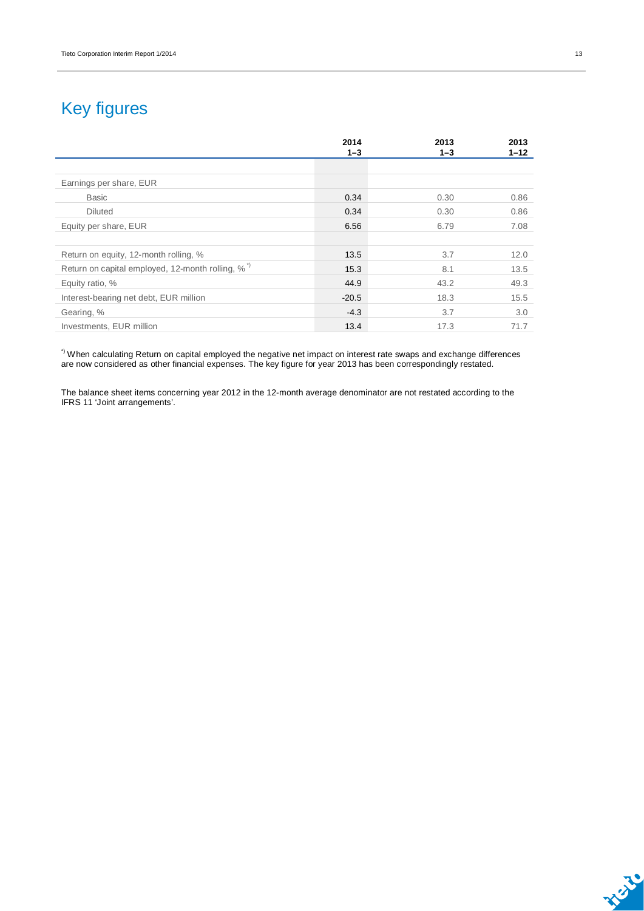# Key figures

| | 2014 1–3 | 2013 1–3 | 2013 1–12 |
|---|---|---|---|
| Earnings per share, EUR | | | |
| Basic | 0.34 | 0.30 | 0.86 |
| Diluted | 0.34 | 0.30 | 0.86 |
| Equity per share, EUR | 6.56 | 6.79 | 7.08 |
| | | | |
| Return on equity, 12-month rolling, % | 13.5 | 3.7 | 12.0 |
| Return on capital employed, 12-month rolling, % [*)] | 15.3 | 8.1 | 13.5 |
| Equity ratio, % | 44.9 | 43.2 | 49.3 |
| Interest-bearing net debt, EUR million | -20.5 | 18.3 | 15.5 |
| Gearing, % | -4.3 | 3.7 | 3.0 |
| Investments, EUR million | 13.4 | 17.3 | 71.7 |

[*)] When calculating Return on capital employed the negative net impact on interest rate swaps and exchange differences are now considered as other financial expenses. The key figure for year 2013 has been correspondingly restated.

The balance sheet items concerning year 2012 in the 12-month average denominator are not restated according to the IFRS 11 'Joint arrangements'.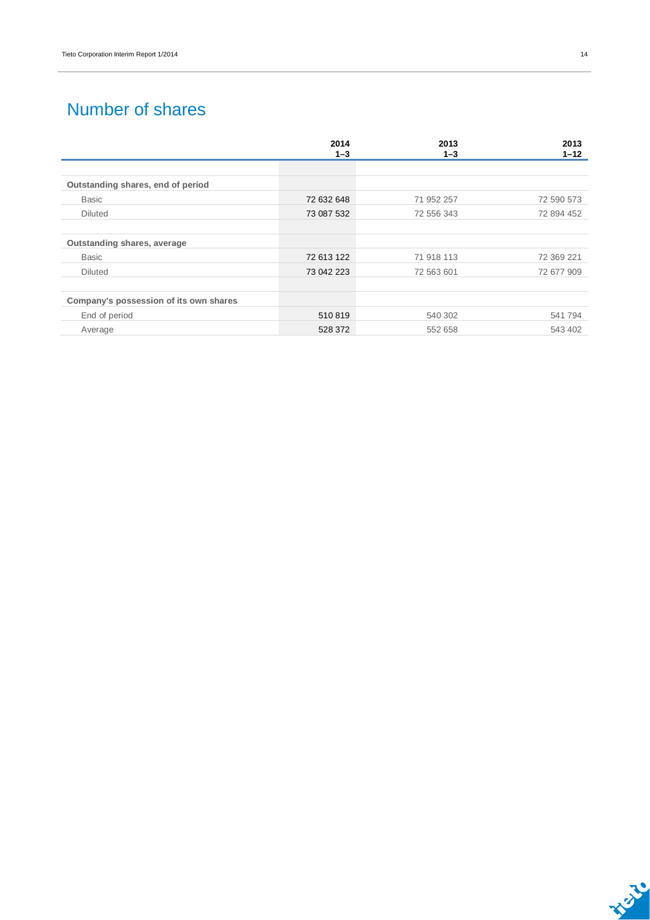# Number of shares

| | 2014 1–3 | 2013 1–3 | 2013 1–12 |
|---|---|---|---|
| **Outstanding shares, end of period** | | | |
| Basic | 72 632 648 | 71 952 257 | 72 590 573 |
| Diluted | 73 087 532 | 72 556 343 | 72 894 452 |
| **Outstanding shares, average** | | | |
| Basic | 72 613 122 | 71 918 113 | 72 369 221 |
| Diluted | 73 042 223 | 72 563 601 | 72 677 909 |
| **Company's possession of its own shares** | | | |
| End of period | 510 819 | 540 302 | 541 794 |
| Average | 528 372 | 552 658 | 543 402 |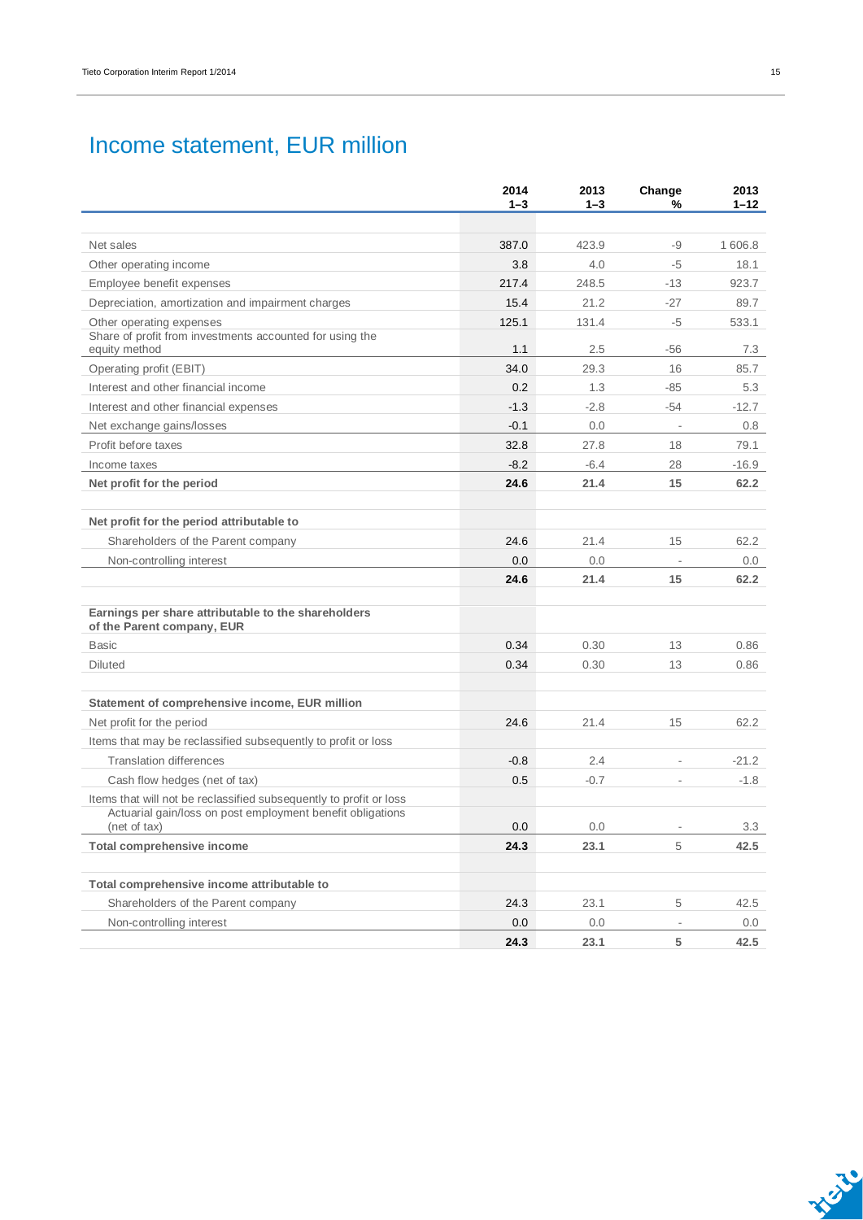# Income statement, EUR million

| | 2014 1–3 | 2013 1–3 | Change % | 2013 1–12 |
|---|---|---|---|---|
| Net sales | 387.0 | 423.9 | -9 | 1 606.8 |
| Other operating income | 3.8 | 4.0 | -5 | 18.1 |
| Employee benefit expenses | 217.4 | 248.5 | -13 | 923.7 |
| Depreciation, amortization and impairment charges | 15.4 | 21.2 | -27 | 89.7 |
| Other operating expenses | 125.1 | 131.4 | -5 | 533.1 |
| Share of profit from investments accounted for using the equity method | 1.1 | 2.5 | -56 | 7.3 |
| Operating profit (EBIT) | 34.0 | 29.3 | 16 | 85.7 |
| Interest and other financial income | 0.2 | 1.3 | -85 | 5.3 |
| Interest and other financial expenses | -1.3 | -2.8 | -54 | -12.7 |
| Net exchange gains/losses | -0.1 | 0.0 | - | 0.8 |
| Profit before taxes | 32.8 | 27.8 | 18 | 79.1 |
| Income taxes | -8.2 | -6.4 | 28 | -16.9 |
| **Net profit for the period** | **24.6** | **21.4** | **15** | **62.2** |
| | | | | |
| **Net profit for the period attributable to** | | | | |
| Shareholders of the Parent company | 24.6 | 21.4 | 15 | 62.2 |
| Non-controlling interest | 0.0 | 0.0 | - | 0.0 |
| | **24.6** | **21.4** | **15** | **62.2** |
| | | | | |
| **Earnings per share attributable to the shareholders of the Parent company, EUR** | | | | |
| Basic | 0.34 | 0.30 | 13 | 0.86 |
| Diluted | 0.34 | 0.30 | 13 | 0.86 |
| | | | | |
| **Statement of comprehensive income, EUR million** | | | | |
| Net profit for the period | 24.6 | 21.4 | 15 | 62.2 |
| Items that may be reclassified subsequently to profit or loss | | | | |
| Translation differences | -0.8 | 2.4 | - | -21.2 |
| Cash flow hedges (net of tax) | 0.5 | -0.7 | - | -1.8 |
| Items that will not be reclassified subsequently to profit or loss | | | | |
| Actuarial gain/loss on post employment benefit obligations (net of tax) | 0.0 | 0.0 | - | 3.3 |
| **Total comprehensive income** | **24.3** | **23.1** | 5 | **42.5** |
| | | | | |
| **Total comprehensive income attributable to** | | | | |
| Shareholders of the Parent company | 24.3 | 23.1 | 5 | 42.5 |
| Non-controlling interest | 0.0 | 0.0 | - | 0.0 |
| | **24.3** | **23.1** | **5** | **42.5** |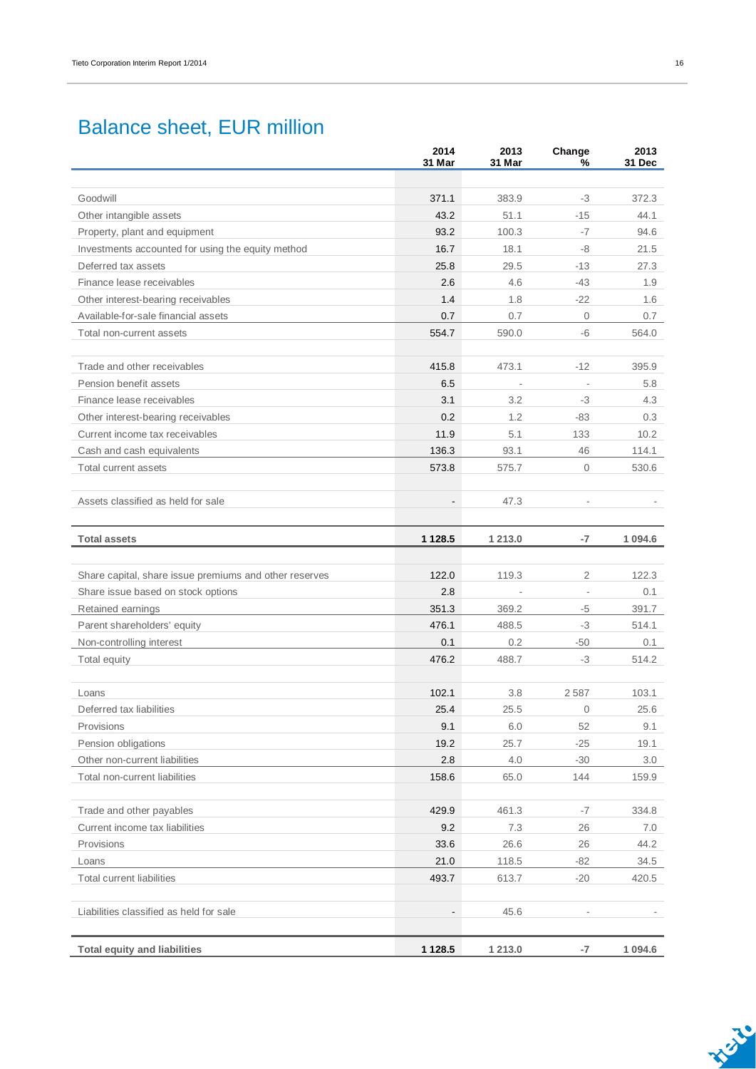# Balance sheet, EUR million

| | 2014 31 Mar | 2013 31 Mar | Change % | 2013 31 Dec |
|---|---|---|---|---|
| Goodwill | 371.1 | 383.9 | -3 | 372.3 |
| Other intangible assets | 43.2 | 51.1 | -15 | 44.1 |
| Property, plant and equipment | 93.2 | 100.3 | -7 | 94.6 |
| Investments accounted for using the equity method | 16.7 | 18.1 | -8 | 21.5 |
| Deferred tax assets | 25.8 | 29.5 | -13 | 27.3 |
| Finance lease receivables | 2.6 | 4.6 | -43 | 1.9 |
| Other interest-bearing receivables | 1.4 | 1.8 | -22 | 1.6 |
| Available-for-sale financial assets | 0.7 | 0.7 | 0 | 0.7 |
| Total non-current assets | 554.7 | 590.0 | -6 | 564.0 |
| | | | | |
| Trade and other receivables | 415.8 | 473.1 | -12 | 395.9 |
| Pension benefit assets | 6.5 | - | - | 5.8 |
| Finance lease receivables | 3.1 | 3.2 | -3 | 4.3 |
| Other interest-bearing receivables | 0.2 | 1.2 | -83 | 0.3 |
| Current income tax receivables | 11.9 | 5.1 | 133 | 10.2 |
| Cash and cash equivalents | 136.3 | 93.1 | 46 | 114.1 |
| Total current assets | 573.8 | 575.7 | 0 | 530.6 |
| | | | | |
| Assets classified as held for sale | - | 47.3 | - | - |
| | | | | |
| **Total assets** | **1 128.5** | **1 213.0** | **-7** | **1 094.6** |
| | | | | |
| Share capital, share issue premiums and other reserves | 122.0 | 119.3 | 2 | 122.3 |
| Share issue based on stock options | 2.8 | - | - | 0.1 |
| Retained earnings | 351.3 | 369.2 | -5 | 391.7 |
| Parent shareholders' equity | 476.1 | 488.5 | -3 | 514.1 |
| Non-controlling interest | 0.1 | 0.2 | -50 | 0.1 |
| Total equity | 476.2 | 488.7 | -3 | 514.2 |
| | | | | |
| Loans | 102.1 | 3.8 | 2 587 | 103.1 |
| Deferred tax liabilities | 25.4 | 25.5 | 0 | 25.6 |
| Provisions | 9.1 | 6.0 | 52 | 9.1 |
| Pension obligations | 19.2 | 25.7 | -25 | 19.1 |
| Other non-current liabilities | 2.8 | 4.0 | -30 | 3.0 |
| Total non-current liabilities | 158.6 | 65.0 | 144 | 159.9 |
| | | | | |
| Trade and other payables | 429.9 | 461.3 | -7 | 334.8 |
| Current income tax liabilities | 9.2 | 7.3 | 26 | 7.0 |
| Provisions | 33.6 | 26.6 | 26 | 44.2 |
| Loans | 21.0 | 118.5 | -82 | 34.5 |
| Total current liabilities | 493.7 | 613.7 | -20 | 420.5 |
| | | | | |
| Liabilities classified as held for sale | - | 45.6 | - | - |
| | | | | |
| **Total equity and liabilities** | **1 128.5** | **1 213.0** | **-7** | **1 094.6** |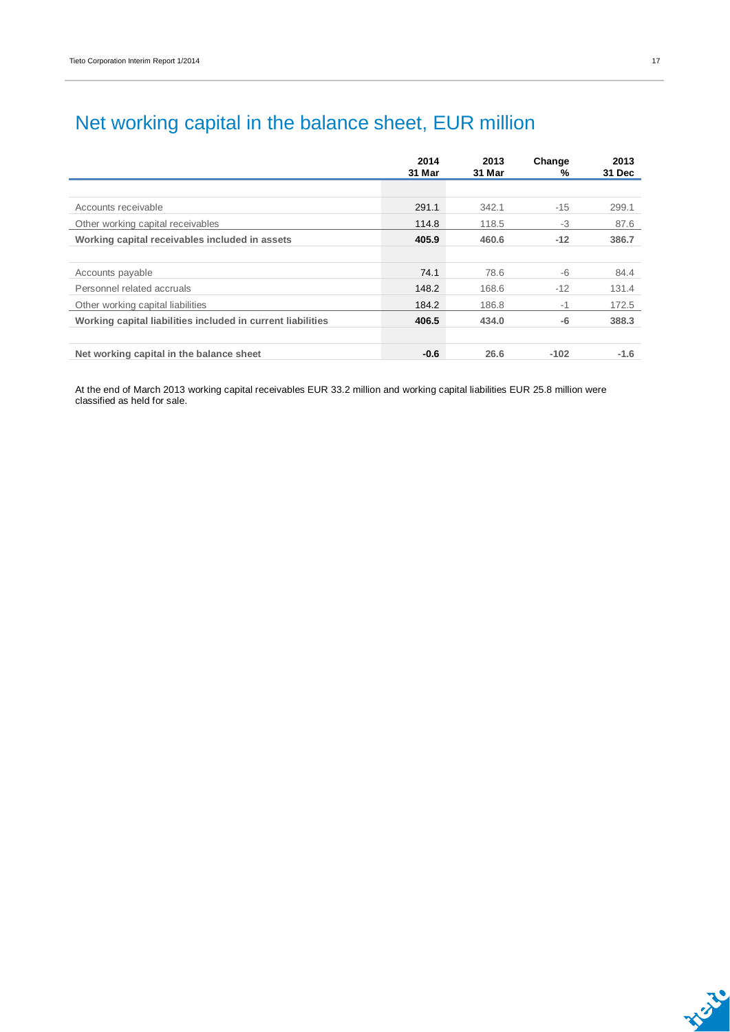# Net working capital in the balance sheet, EUR million

| | 2014 31 Mar | 2013 31 Mar | Change % | 2013 31 Dec |
|---|---|---|---|---|
| Accounts receivable | 291.1 | 342.1 | -15 | 299.1 |
| Other working capital receivables | 114.8 | 118.5 | -3 | 87.6 |
| **Working capital receivables included in assets** | **405.9** | **460.6** | **-12** | **386.7** |
| | | | | |
| Accounts payable | 74.1 | 78.6 | -6 | 84.4 |
| Personnel related accruals | 148.2 | 168.6 | -12 | 131.4 |
| Other working capital liabilities | 184.2 | 186.8 | -1 | 172.5 |
| **Working capital liabilities included in current liabilities** | **406.5** | **434.0** | **-6** | **388.3** |
| | | | | |
| **Net working capital in the balance sheet** | **-0.6** | **26.6** | **-102** | **-1.6** |

At the end of March 2013 working capital receivables EUR 33.2 million and working capital liabilities EUR 25.8 million were classified as held for sale.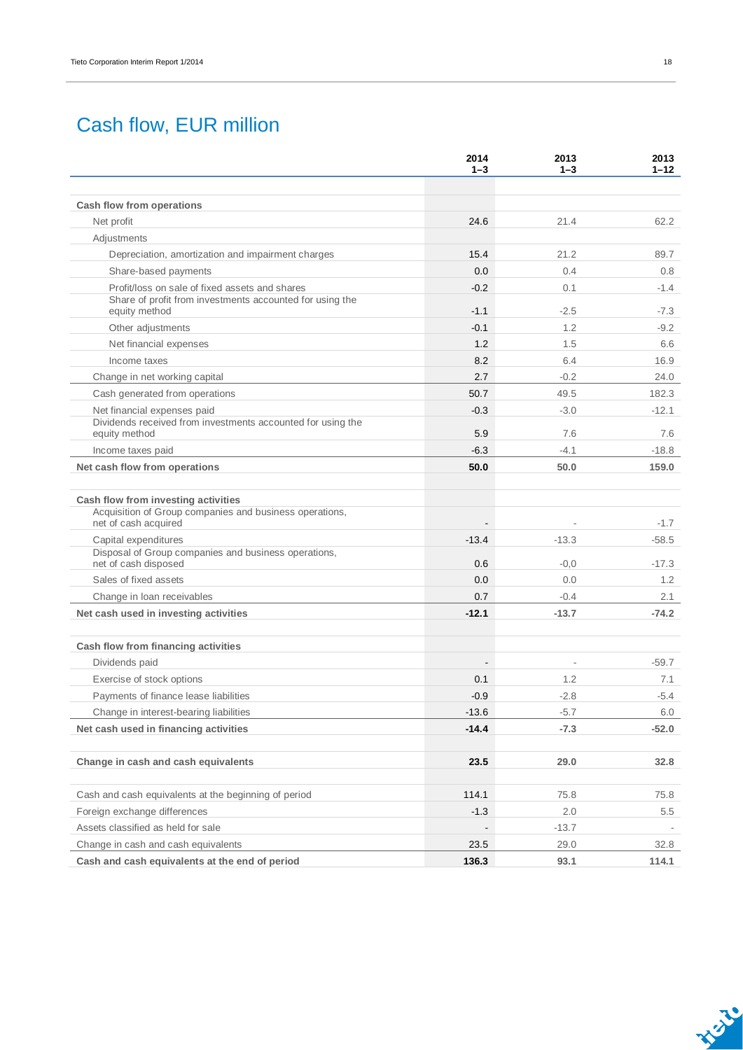# Cash flow, EUR million

| | 2014 1–3 | 2013 1–3 | 2013 1–12 |
|---|---|---|---|
| **Cash flow from operations** | | | |
| Net profit | 24.6 | 21.4 | 62.2 |
| Adjustments | | | |
| Depreciation, amortization and impairment charges | 15.4 | 21.2 | 89.7 |
| Share-based payments | 0.0 | 0.4 | 0.8 |
| Profit/loss on sale of fixed assets and shares | -0.2 | 0.1 | -1.4 |
| Share of profit from investments accounted for using the equity method | -1.1 | -2.5 | -7.3 |
| Other adjustments | -0.1 | 1.2 | -9.2 |
| Net financial expenses | 1.2 | 1.5 | 6.6 |
| Income taxes | 8.2 | 6.4 | 16.9 |
| Change in net working capital | 2.7 | -0.2 | 24.0 |
| Cash generated from operations | 50.7 | 49.5 | 182.3 |
| Net financial expenses paid | -0.3 | -3.0 | -12.1 |
| Dividends received from investments accounted for using the equity method | 5.9 | 7.6 | 7.6 |
| Income taxes paid | -6.3 | -4.1 | -18.8 |
| **Net cash flow from operations** | **50.0** | **50.0** | **159.0** |
| | | | |
| **Cash flow from investing activities** | | | |
| Acquisition of Group companies and business operations, net of cash acquired | - | - | -1.7 |
| Capital expenditures | -13.4 | -13.3 | -58.5 |
| Disposal of Group companies and business operations, net of cash disposed | 0.6 | -0,0 | -17.3 |
| Sales of fixed assets | 0.0 | 0.0 | 1.2 |
| Change in loan receivables | 0.7 | -0.4 | 2.1 |
| **Net cash used in investing activities** | **-12.1** | **-13.7** | **-74.2** |
| | | | |
| **Cash flow from financing activities** | | | |
| Dividends paid | - | - | -59.7 |
| Exercise of stock options | 0.1 | 1.2 | 7.1 |
| Payments of finance lease liabilities | -0.9 | -2.8 | -5.4 |
| Change in interest-bearing liabilities | -13.6 | -5.7 | 6.0 |
| **Net cash used in financing activities** | **-14.4** | **-7.3** | **-52.0** |
| | | | |
| **Change in cash and cash equivalents** | **23.5** | **29.0** | **32.8** |
| | | | |
| Cash and cash equivalents at the beginning of period | 114.1 | 75.8 | 75.8 |
| Foreign exchange differences | -1.3 | 2.0 | 5.5 |
| Assets classified as held for sale | - | -13.7 | - |
| Change in cash and cash equivalents | 23.5 | 29.0 | 32.8 |
| **Cash and cash equivalents at the end of period** | **136.3** | **93.1** | **114.1** |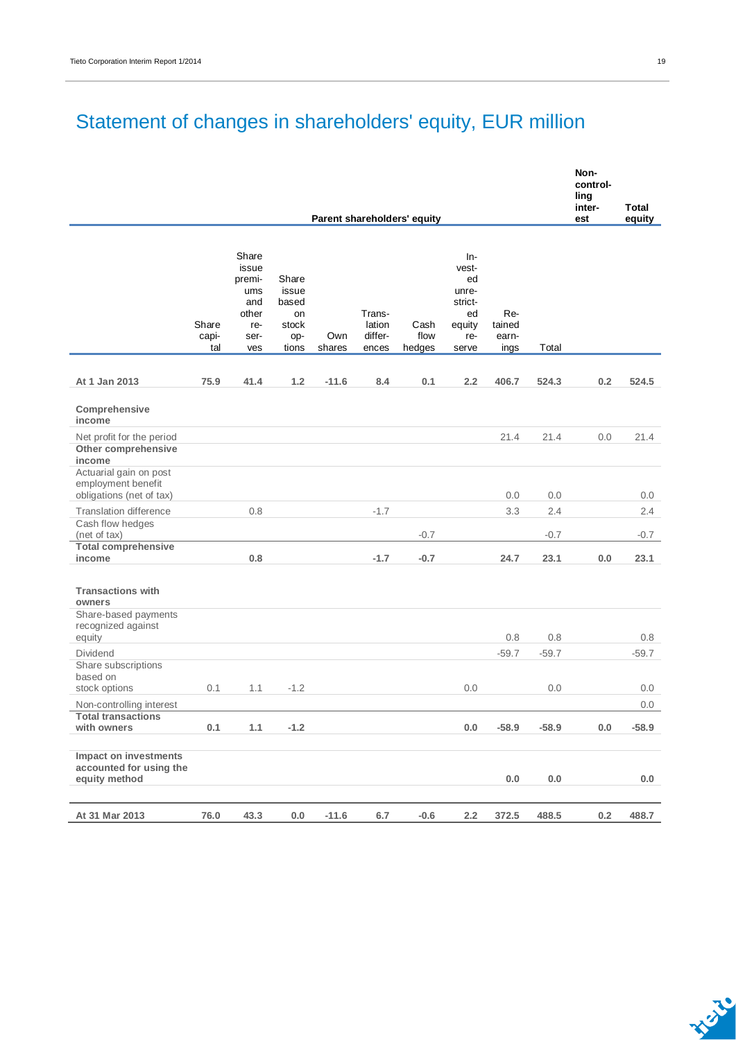# Statement of changes in shareholders' equity, EUR million

| | Parent shareholders' equity | | | | | | | | | Non-controlling interest | Total equity |
|---|---|---|---|---|---|---|---|---|---|---|---|
| | Share capital | Share issue premiums and other reserves | Share issue based on stock options | Own shares | Translation differences | Cash flow hedges | Invested unrestricted equity reserve | Retained earnings | Total | | |
| **At 1 Jan 2013** | **75.9** | **41.4** | **1.2** | **-11.6** | **8.4** | **0.1** | **2.2** | **406.7** | **524.3** | **0.2** | **524.5** |
| **Comprehensive income** | | | | | | | | | | | |
| Net profit for the period | | | | | | | | 21.4 | 21.4 | 0.0 | 21.4 |
| **Other comprehensive income** | | | | | | | | | | | |
| Actuarial gain on post employment benefit obligations (net of tax) | | | | | | | | 0.0 | 0.0 | | 0.0 |
| Translation difference | | 0.8 | | | -1.7 | | | 3.3 | 2.4 | | 2.4 |
| Cash flow hedges (net of tax) | | | | | | -0.7 | | | -0.7 | | -0.7 |
| **Total comprehensive income** | | **0.8** | | | **-1.7** | **-0.7** | | **24.7** | **23.1** | **0.0** | **23.1** |
| **Transactions with owners** | | | | | | | | | | | |
| Share-based payments recognized against equity | | | | | | | | 0.8 | 0.8 | | 0.8 |
| Dividend | | | | | | | | -59.7 | -59.7 | | -59.7 |
| Share subscriptions based on stock options | 0.1 | 1.1 | -1.2 | | | | 0.0 | | 0.0 | | 0.0 |
| Non-controlling interest | | | | | | | | | | | 0.0 |
| **Total transactions with owners** | **0.1** | **1.1** | **-1.2** | | | | **0.0** | **-58.9** | **-58.9** | **0.0** | **-58.9** |
| **Impact on investments accounted for using the equity method** | | | | | | | | **0.0** | **0.0** | | **0.0** |
| **At 31 Mar 2013** | **76.0** | **43.3** | **0.0** | **-11.6** | **6.7** | **-0.6** | **2.2** | **372.5** | **488.5** | **0.2** | **488.7** |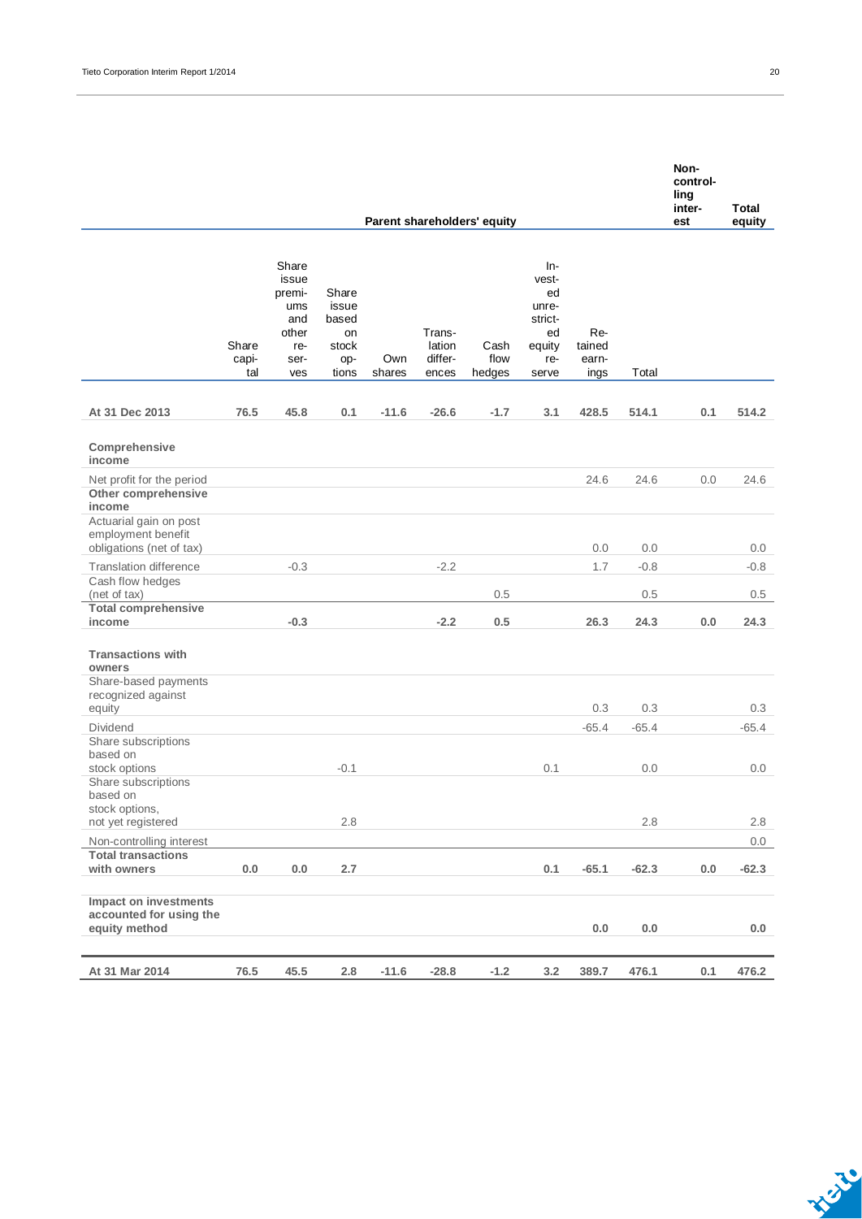| | Parent shareholders' equity | | | | | | | | | Non-controlling interest | Total equity |
|---|---|---|---|---|---|---|---|---|---|---|---|
| | Share capital | Share issue premiums and other reserves | Share issue based on stock options | Own shares | Translation differences | Cash flow hedges | Invested unrestricted equity reserve | Retained earnings | Total | | |
| **At 31 Dec 2013** | **76.5** | **45.8** | **0.1** | **-11.6** | **-26.6** | **-1.7** | **3.1** | **428.5** | **514.1** | **0.1** | **514.2** |
| **Comprehensive income** | | | | | | | | | | | |
| Net profit for the period | | | | | | | | 24.6 | 24.6 | 0.0 | 24.6 |
| **Other comprehensive income** | | | | | | | | | | | |
| Actuarial gain on post employment benefit obligations (net of tax) | | | | | | | | 0.0 | 0.0 | | 0.0 |
| Translation difference | | -0.3 | | | -2.2 | | | 1.7 | -0.8 | | -0.8 |
| Cash flow hedges (net of tax) | | | | | | 0.5 | | | 0.5 | | 0.5 |
| **Total comprehensive income** | | **-0.3** | | | **-2.2** | **0.5** | | **26.3** | **24.3** | **0.0** | **24.3** |
| **Transactions with owners** | | | | | | | | | | | |
| Share-based payments recognized against equity | | | | | | | | 0.3 | 0.3 | | 0.3 |
| Dividend | | | | | | | | -65.4 | -65.4 | | -65.4 |
| Share subscriptions based on stock options | | | -0.1 | | | | 0.1 | | 0.0 | | 0.0 |
| Share subscriptions based on stock options, not yet registered | | | 2.8 | | | | | | 2.8 | | 2.8 |
| Non-controlling interest | | | | | | | | | | | 0.0 |
| **Total transactions with owners** | **0.0** | **0.0** | **2.7** | | | | **0.1** | **-65.1** | **-62.3** | **0.0** | **-62.3** |
| **Impact on investments accounted for using the equity method** | | | | | | | | **0.0** | **0.0** | | **0.0** |
| **At 31 Mar 2014** | **76.5** | **45.5** | **2.8** | **-11.6** | **-28.8** | **-1.2** | **3.2** | **389.7** | **476.1** | **0.1** | **476.2** |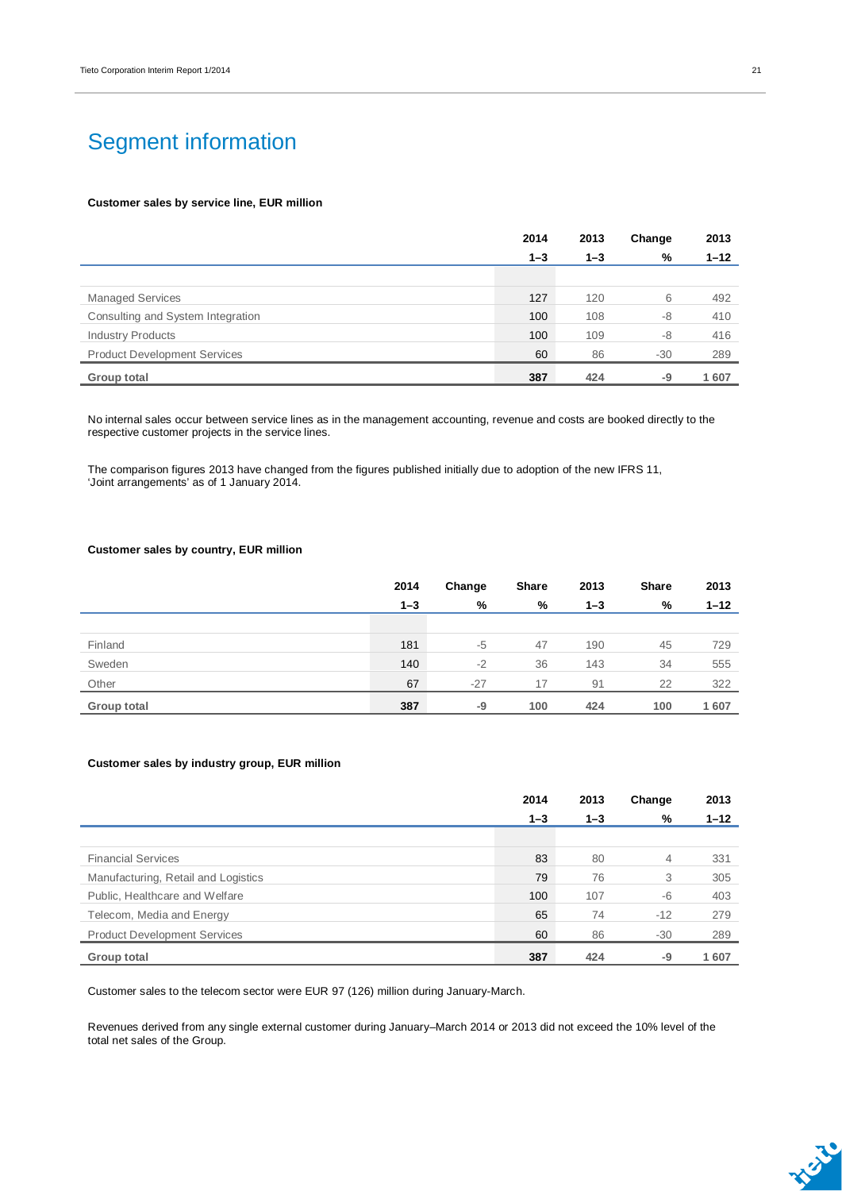# Segment information

**Customer sales by service line, EUR million**

| | 2014 1–3 | 2013 1–3 | Change % | 2013 1–12 |
|---|---|---|---|---|
| Managed Services | 127 | 120 | 6 | 492 |
| Consulting and System Integration | 100 | 108 | -8 | 410 |
| Industry Products | 100 | 109 | -8 | 416 |
| Product Development Services | 60 | 86 | -30 | 289 |
| **Group total** | **387** | **424** | **-9** | **1 607** |

No internal sales occur between service lines as in the management accounting, revenue and costs are booked directly to the respective customer projects in the service lines.

The comparison figures 2013 have changed from the figures published initially due to adoption of the new IFRS 11, 'Joint arrangements' as of 1 January 2014.

**Customer sales by country, EUR million**

| | 2014 1–3 | Change % | Share % | 2013 1–3 | Share % | 2013 1–12 |
|---|---|---|---|---|---|---|
| Finland | 181 | -5 | 47 | 190 | 45 | 729 |
| Sweden | 140 | -2 | 36 | 143 | 34 | 555 |
| Other | 67 | -27 | 17 | 91 | 22 | 322 |
| **Group total** | **387** | **-9** | **100** | **424** | **100** | **1 607** |

**Customer sales by industry group, EUR million**

| | 2014 1–3 | 2013 1–3 | Change % | 2013 1–12 |
|---|---|---|---|---|
| Financial Services | 83 | 80 | 4 | 331 |
| Manufacturing, Retail and Logistics | 79 | 76 | 3 | 305 |
| Public, Healthcare and Welfare | 100 | 107 | -6 | 403 |
| Telecom, Media and Energy | 65 | 74 | -12 | 279 |
| Product Development Services | 60 | 86 | -30 | 289 |
| **Group total** | **387** | **424** | **-9** | **1 607** |

Customer sales to the telecom sector were EUR 97 (126) million during January-March.

Revenues derived from any single external customer during January–March 2014 or 2013 did not exceed the 10% level of the total net sales of the Group.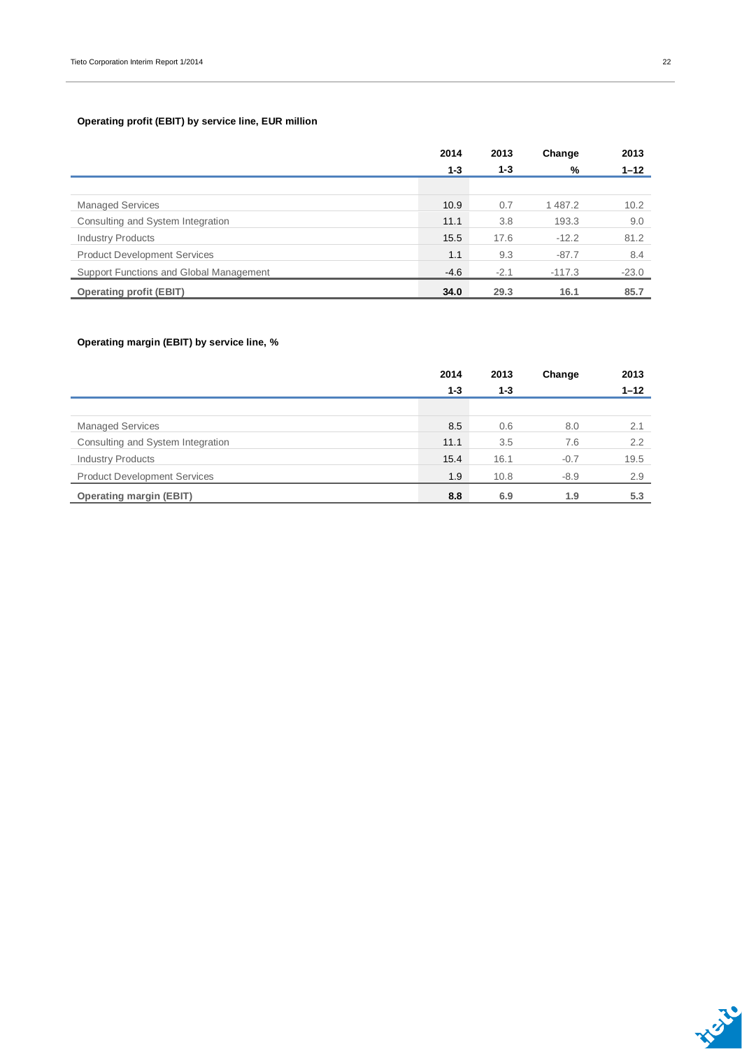**Operating profit (EBIT) by service line, EUR million**

| | 2014 1-3 | 2013 1-3 | Change % | 2013 1–12 |
|---|---|---|---|---|
| Managed Services | 10.9 | 0.7 | 1 487.2 | 10.2 |
| Consulting and System Integration | 11.1 | 3.8 | 193.3 | 9.0 |
| Industry Products | 15.5 | 17.6 | -12.2 | 81.2 |
| Product Development Services | 1.1 | 9.3 | -87.7 | 8.4 |
| Support Functions and Global Management | -4.6 | -2.1 | -117.3 | -23.0 |
| **Operating profit (EBIT)** | **34.0** | **29.3** | **16.1** | **85.7** |

**Operating margin (EBIT) by service line, %**

| | 2014 1-3 | 2013 1-3 | Change | 2013 1–12 |
|---|---|---|---|---|
| Managed Services | 8.5 | 0.6 | 8.0 | 2.1 |
| Consulting and System Integration | 11.1 | 3.5 | 7.6 | 2.2 |
| Industry Products | 15.4 | 16.1 | -0.7 | 19.5 |
| Product Development Services | 1.9 | 10.8 | -8.9 | 2.9 |
| **Operating margin (EBIT)** | **8.8** | **6.9** | **1.9** | **5.3** |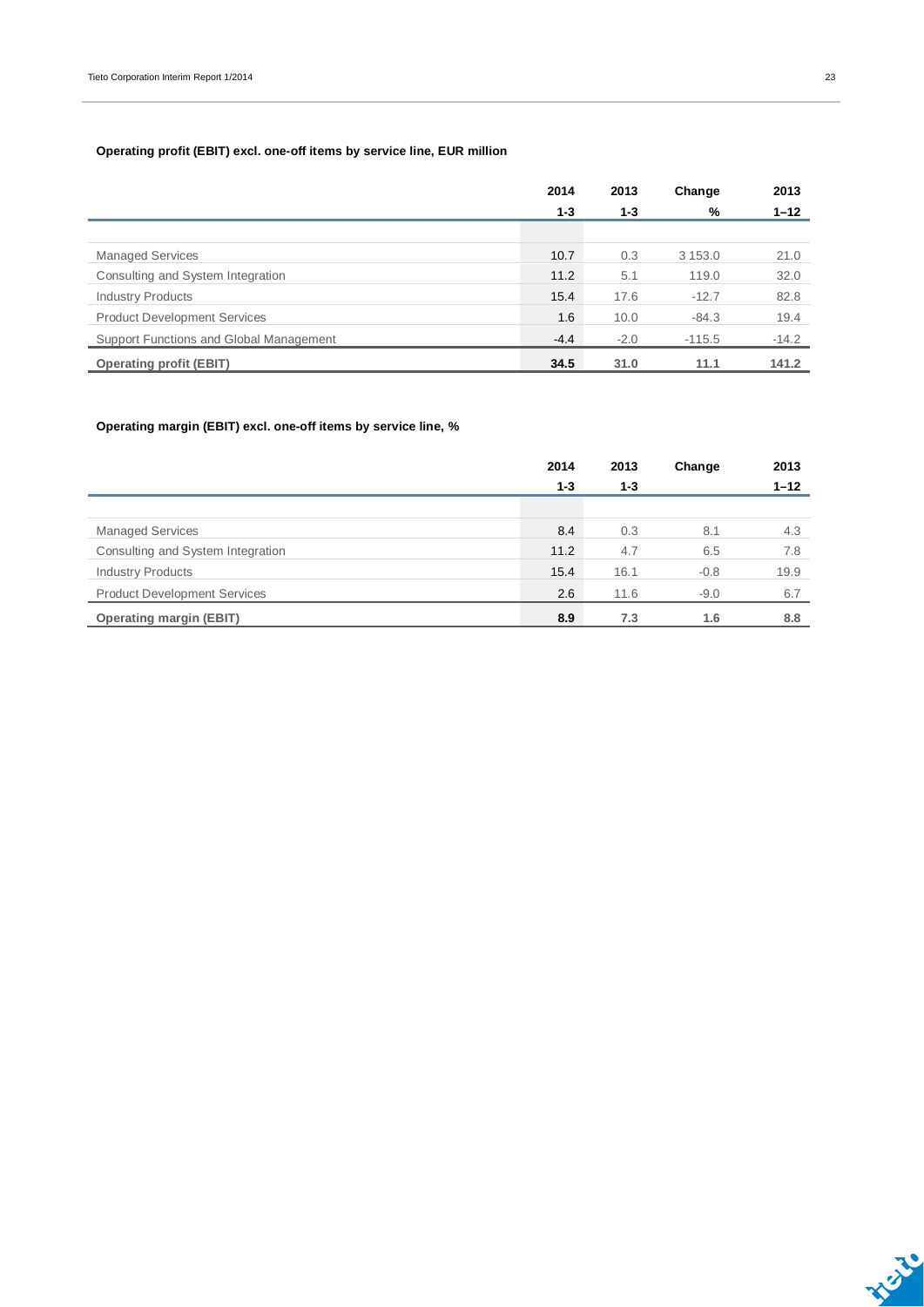**Operating profit (EBIT) excl. one-off items by service line, EUR million**

| | 2014 1-3 | 2013 1-3 | Change % | 2013 1–12 |
|---|---|---|---|---|
| Managed Services | 10.7 | 0.3 | 3 153.0 | 21.0 |
| Consulting and System Integration | 11.2 | 5.1 | 119.0 | 32.0 |
| Industry Products | 15.4 | 17.6 | -12.7 | 82.8 |
| Product Development Services | 1.6 | 10.0 | -84.3 | 19.4 |
| Support Functions and Global Management | -4.4 | -2.0 | -115.5 | -14.2 |
| **Operating profit (EBIT)** | **34.5** | **31.0** | **11.1** | **141.2** |

**Operating margin (EBIT) excl. one-off items by service line, %**

| | 2014 1-3 | 2013 1-3 | Change | 2013 1–12 |
|---|---|---|---|---|
| Managed Services | 8.4 | 0.3 | 8.1 | 4.3 |
| Consulting and System Integration | 11.2 | 4.7 | 6.5 | 7.8 |
| Industry Products | 15.4 | 16.1 | -0.8 | 19.9 |
| Product Development Services | 2.6 | 11.6 | -9.0 | 6.7 |
| **Operating margin (EBIT)** | **8.9** | **7.3** | **1.6** | **8.8** |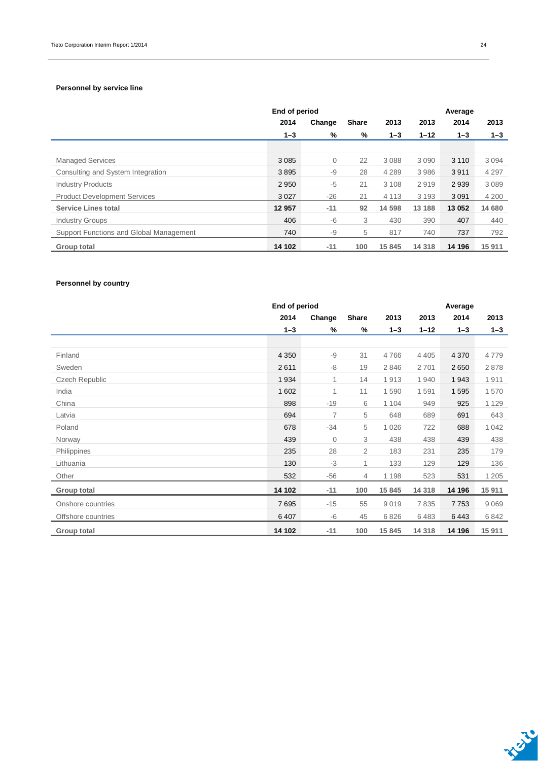**Personnel by service line**

| | End of period | | | | | Average | |
|---|---|---|---|---|---|---|---|
| | 2014 | Change | Share | 2013 | 2013 | 2014 | 2013 |
| | 1–3 | % | % | 1–3 | 1–12 | 1–3 | 1–3 |
| Managed Services | 3 085 | 0 | 22 | 3 088 | 3 090 | 3 110 | 3 094 |
| Consulting and System Integration | 3 895 | -9 | 28 | 4 289 | 3 986 | 3 911 | 4 297 |
| Industry Products | 2 950 | -5 | 21 | 3 108 | 2 919 | 2 939 | 3 089 |
| Product Development Services | 3 027 | -26 | 21 | 4 113 | 3 193 | 3 091 | 4 200 |
| **Service Lines total** | **12 957** | **-11** | **92** | **14 598** | **13 188** | **13 052** | **14 680** |
| Industry Groups | 406 | -6 | 3 | 430 | 390 | 407 | 440 |
| Support Functions and Global Management | 740 | -9 | 5 | 817 | 740 | 737 | 792 |
| **Group total** | **14 102** | **-11** | **100** | **15 845** | **14 318** | **14 196** | **15 911** |

**Personnel by country**

| | End of period | | | | | Average | |
|---|---|---|---|---|---|---|---|
| | 2014 | Change | Share | 2013 | 2013 | 2014 | 2013 |
| | 1–3 | % | % | 1–3 | 1–12 | 1–3 | 1–3 |
| Finland | 4 350 | -9 | 31 | 4 766 | 4 405 | 4 370 | 4 779 |
| Sweden | 2 611 | -8 | 19 | 2 846 | 2 701 | 2 650 | 2 878 |
| Czech Republic | 1 934 | 1 | 14 | 1 913 | 1 940 | 1 943 | 1 911 |
| India | 1 602 | 1 | 11 | 1 590 | 1 591 | 1 595 | 1 570 |
| China | 898 | -19 | 6 | 1 104 | 949 | 925 | 1 129 |
| Latvia | 694 | 7 | 5 | 648 | 689 | 691 | 643 |
| Poland | 678 | -34 | 5 | 1 026 | 722 | 688 | 1 042 |
| Norway | 439 | 0 | 3 | 438 | 438 | 439 | 438 |
| Philippines | 235 | 28 | 2 | 183 | 231 | 235 | 179 |
| Lithuania | 130 | -3 | 1 | 133 | 129 | 129 | 136 |
| Other | 532 | -56 | 4 | 1 198 | 523 | 531 | 1 205 |
| **Group total** | **14 102** | **-11** | **100** | **15 845** | **14 318** | **14 196** | **15 911** |
| Onshore countries | 7 695 | -15 | 55 | 9 019 | 7 835 | 7 753 | 9 069 |
| Offshore countries | 6 407 | -6 | 45 | 6 826 | 6 483 | 6 443 | 6 842 |
| **Group total** | **14 102** | **-11** | **100** | **15 845** | **14 318** | **14 196** | **15 911** |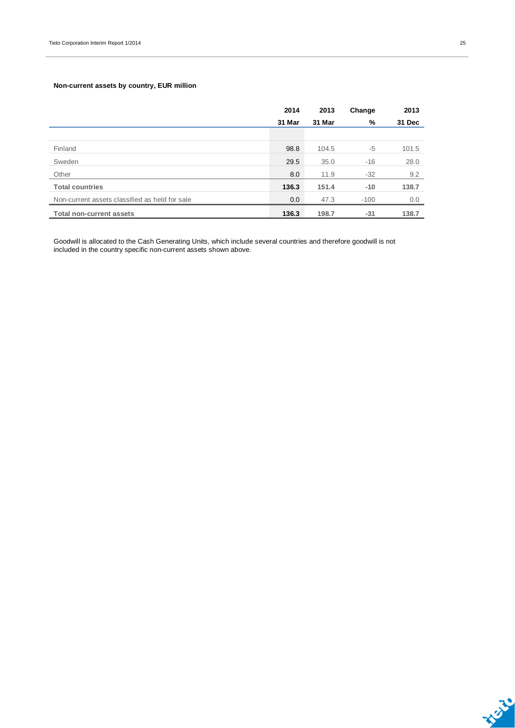**Non-current assets by country, EUR million**

| | 2014 | 2013 | Change | 2013 |
|---|---|---|---|---|
| | 31 Mar | 31 Mar | % | 31 Dec |
| Finland | 98.8 | 104.5 | -5 | 101.5 |
| Sweden | 29.5 | 35.0 | -16 | 28.0 |
| Other | 8.0 | 11.9 | -32 | 9.2 |
| **Total countries** | **136.3** | **151.4** | **-10** | **138.7** |
| Non-current assets classified as held for sale | 0.0 | 47.3 | -100 | 0.0 |
| **Total non-current assets** | **136.3** | **198.7** | **-31** | **138.7** |

Goodwill is allocated to the Cash Generating Units, which include several countries and therefore goodwill is not included in the country specific non-current assets shown above.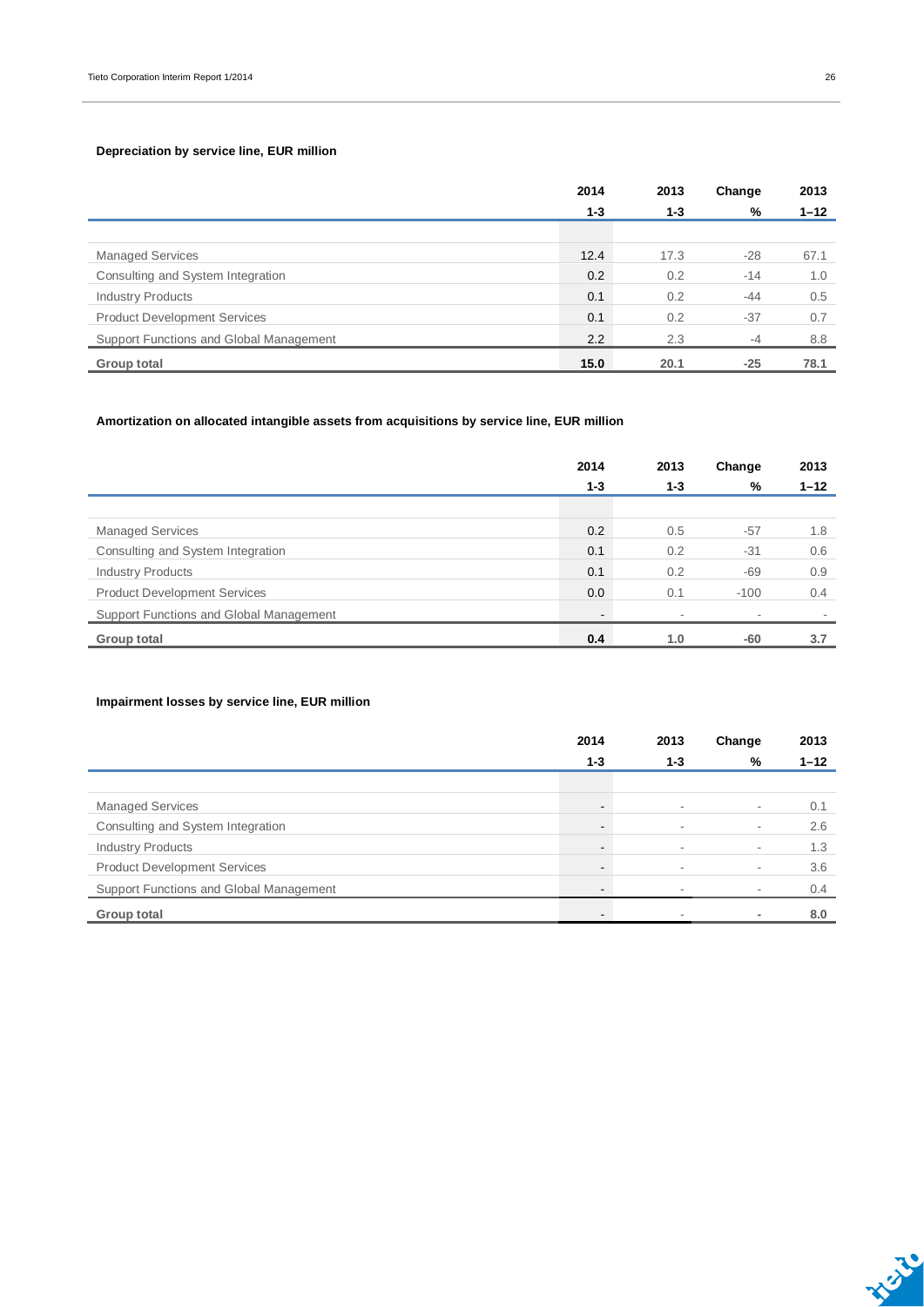**Depreciation by service line, EUR million**

| | 2014 1-3 | 2013 1-3 | Change % | 2013 1–12 |
|---|---|---|---|---|
| Managed Services | 12.4 | 17.3 | -28 | 67.1 |
| Consulting and System Integration | 0.2 | 0.2 | -14 | 1.0 |
| Industry Products | 0.1 | 0.2 | -44 | 0.5 |
| Product Development Services | 0.1 | 0.2 | -37 | 0.7 |
| Support Functions and Global Management | 2.2 | 2.3 | -4 | 8.8 |
| **Group total** | **15.0** | **20.1** | **-25** | **78.1** |

**Amortization on allocated intangible assets from acquisitions by service line, EUR million**

| | 2014 1-3 | 2013 1-3 | Change % | 2013 1–12 |
|---|---|---|---|---|
| Managed Services | 0.2 | 0.5 | -57 | 1.8 |
| Consulting and System Integration | 0.1 | 0.2 | -31 | 0.6 |
| Industry Products | 0.1 | 0.2 | -69 | 0.9 |
| Product Development Services | 0.0 | 0.1 | -100 | 0.4 |
| Support Functions and Global Management | - | - | - | - |
| **Group total** | **0.4** | **1.0** | **-60** | **3.7** |

**Impairment losses by service line, EUR million**

| | 2014 1-3 | 2013 1-3 | Change % | 2013 1–12 |
|---|---|---|---|---|
| Managed Services | - | - | - | 0.1 |
| Consulting and System Integration | - | - | - | 2.6 |
| Industry Products | - | - | - | 1.3 |
| Product Development Services | - | - | - | 3.6 |
| Support Functions and Global Management | - | - | - | 0.4 |
| **Group total** | **-** | **-** | **-** | **8.0** |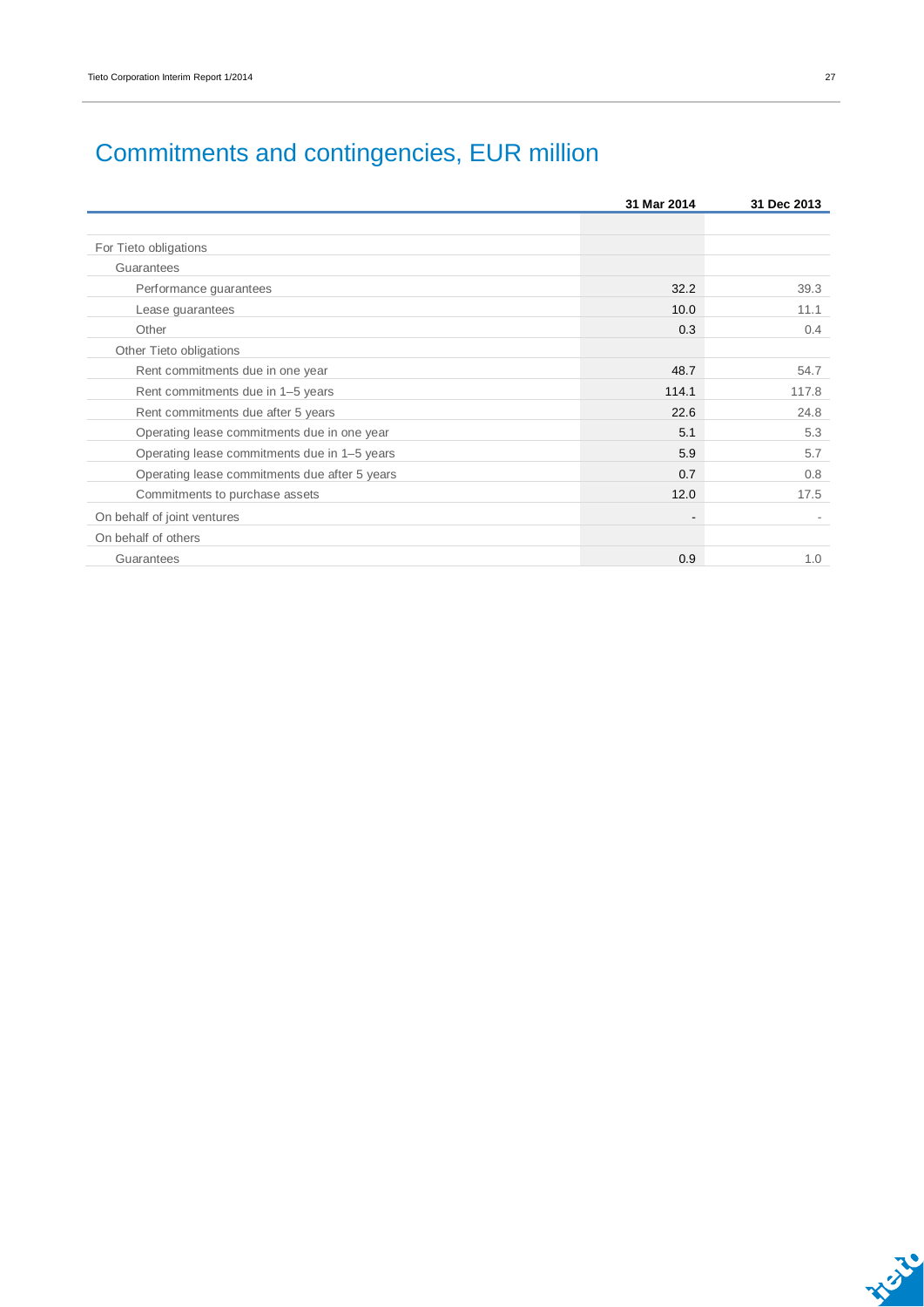# Commitments and contingencies, EUR million

| | 31 Mar 2014 | 31 Dec 2013 |
|---|---|---|
| For Tieto obligations | | |
| Guarantees | | |
| Performance guarantees | 32.2 | 39.3 |
| Lease guarantees | 10.0 | 11.1 |
| Other | 0.3 | 0.4 |
| Other Tieto obligations | | |
| Rent commitments due in one year | 48.7 | 54.7 |
| Rent commitments due in 1–5 years | 114.1 | 117.8 |
| Rent commitments due after 5 years | 22.6 | 24.8 |
| Operating lease commitments due in one year | 5.1 | 5.3 |
| Operating lease commitments due in 1–5 years | 5.9 | 5.7 |
| Operating lease commitments due after 5 years | 0.7 | 0.8 |
| Commitments to purchase assets | 12.0 | 17.5 |
| On behalf of joint ventures | - | - |
| On behalf of others | | |
| Guarantees | 0.9 | 1.0 |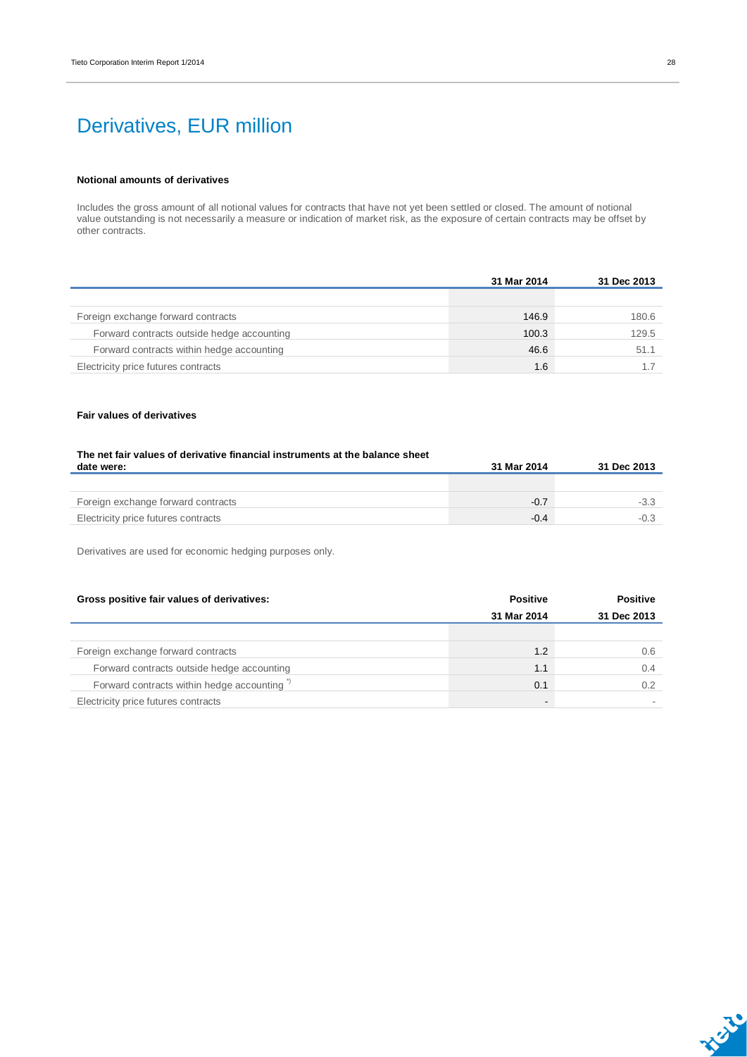# Derivatives, EUR million

**Notional amounts of derivatives**

Includes the gross amount of all notional values for contracts that have not yet been settled or closed. The amount of notional value outstanding is not necessarily a measure or indication of market risk, as the exposure of certain contracts may be offset by other contracts.

| | 31 Mar 2014 | 31 Dec 2013 |
|---|---|---|
| Foreign exchange forward contracts | 146.9 | 180.6 |
| Forward contracts outside hedge accounting | 100.3 | 129.5 |
| Forward contracts within hedge accounting | 46.6 | 51.1 |
| Electricity price futures contracts | 1.6 | 1.7 |

**Fair values of derivatives**

| **The net fair values of derivative financial instruments at the balance sheet date were:** | 31 Mar 2014 | 31 Dec 2013 |
|---|---|---|
| Foreign exchange forward contracts | -0.7 | -3.3 |
| Electricity price futures contracts | -0.4 | -0.3 |

Derivatives are used for economic hedging purposes only.

| **Gross positive fair values of derivatives:** | Positive | Positive |
|---|---|---|
| | 31 Mar 2014 | 31 Dec 2013 |
| Foreign exchange forward contracts | 1.2 | 0.6 |
| Forward contracts outside hedge accounting | 1.1 | 0.4 |
| Forward contracts within hedge accounting *) | 0.1 | 0.2 |
| Electricity price futures contracts | - | - |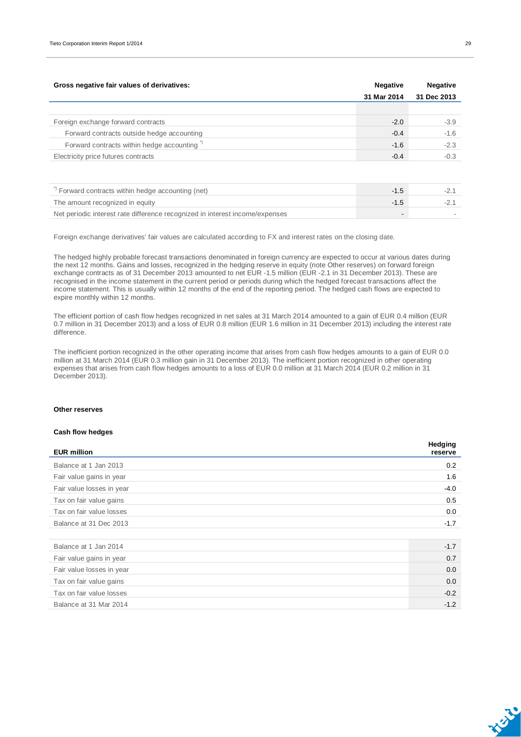| Gross negative fair values of derivatives: | Negative 31 Mar 2014 | Negative 31 Dec 2013 |
|---|---|---|
| | | |
| Foreign exchange forward contracts | -2.0 | -3.9 |
| Forward contracts outside hedge accounting | -0.4 | -1.6 |
| Forward contracts within hedge accounting *) | -1.6 | -2.3 |
| Electricity price futures contracts | -0.4 | -0.3 |

| | | |
|---|---|---|
| *) Forward contracts within hedge accounting (net) | -1.5 | -2.1 |
| The amount recognized in equity | -1.5 | -2.1 |
| Net periodic interest rate difference recognized in interest income/expenses | - | - |

Foreign exchange derivatives' fair values are calculated according to FX and interest rates on the closing date.

The hedged highly probable forecast transactions denominated in foreign currency are expected to occur at various dates during the next 12 months. Gains and losses, recognized in the hedging reserve in equity (note Other reserves) on forward foreign exchange contracts as of 31 December 2013 amounted to net EUR -1.5 million (EUR -2.1 in 31 December 2013). These are recognised in the income statement in the current period or periods during which the hedged forecast transactions affect the income statement. This is usually within 12 months of the end of the reporting period. The hedged cash flows are expected to expire monthly within 12 months.

The efficient portion of cash flow hedges recognized in net sales at 31 March 2014 amounted to a gain of EUR 0.4 million (EUR 0.7 million in 31 December 2013) and a loss of EUR 0.8 million (EUR 1.6 million in 31 December 2013) including the interest rate difference.

The inefficient portion recognized in the other operating income that arises from cash flow hedges amounts to a gain of EUR 0.0 million at 31 March 2014 (EUR 0.3 million gain in 31 December 2013). The inefficient portion recognized in other operating expenses that arises from cash flow hedges amounts to a loss of EUR 0.0 million at 31 March 2014 (EUR 0.2 million in 31 December 2013).

**Other reserves**

**Cash flow hedges**

| EUR million | Hedging reserve |
|---|---|
| Balance at 1 Jan 2013 | 0.2 |
| Fair value gains in year | 1.6 |
| Fair value losses in year | -4.0 |
| Tax on fair value gains | 0.5 |
| Tax on fair value losses | 0.0 |
| Balance at 31 Dec 2013 | -1.7 |
| | |
| Balance at 1 Jan 2014 | -1.7 |
| Fair value gains in year | 0.7 |
| Fair value losses in year | 0.0 |
| Tax on fair value gains | 0.0 |
| Tax on fair value losses | -0.2 |
| Balance at 31 Mar 2014 | -1.2 |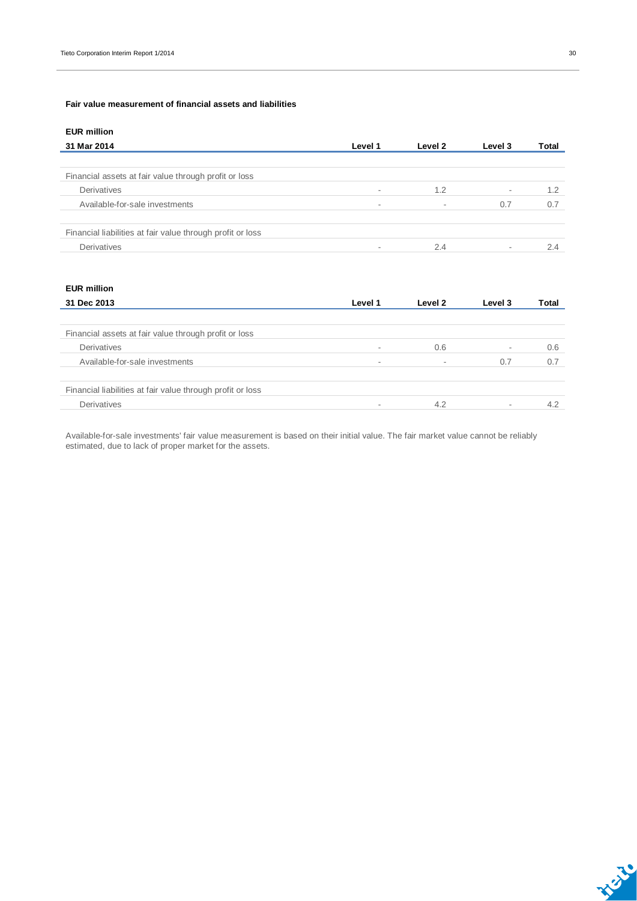#### Fair value measurement of financial assets and liabilities

**EUR million**

| 31 Mar 2014 | Level 1 | Level 2 | Level 3 | Total |
|---|---|---|---|---|
| | | | | |
| Financial assets at fair value through profit or loss | | | | |
| Derivatives | - | 1.2 | - | 1.2 |
| Available-for-sale investments | - | - | 0.7 | 0.7 |
| | | | | |
| Financial liabilities at fair value through profit or loss | | | | |
| Derivatives | - | 2.4 | - | 2.4 |

**EUR million**

| 31 Dec 2013 | Level 1 | Level 2 | Level 3 | Total |
|---|---|---|---|---|
| | | | | |
| Financial assets at fair value through profit or loss | | | | |
| Derivatives | - | 0.6 | - | 0.6 |
| Available-for-sale investments | - | - | 0.7 | 0.7 |
| | | | | |
| Financial liabilities at fair value through profit or loss | | | | |
| Derivatives | - | 4.2 | - | 4.2 |

Available-for-sale investments' fair value measurement is based on their initial value. The fair market value cannot be reliably estimated, due to lack of proper market for the assets.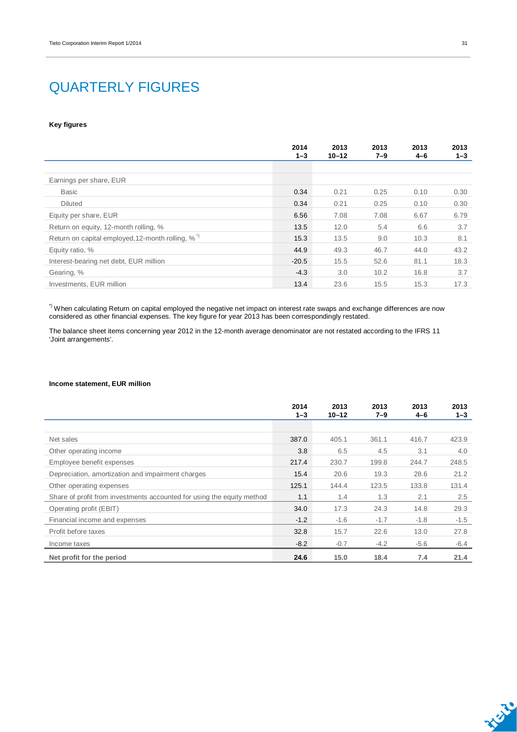# QUARTERLY FIGURES

**Key figures**

| | 2014 1–3 | 2013 10–12 | 2013 7–9 | 2013 4–6 | 2013 1–3 |
|---|---|---|---|---|---|
| Earnings per share, EUR | | | | | |
| Basic | 0.34 | 0.21 | 0.25 | 0.10 | 0.30 |
| Diluted | 0.34 | 0.21 | 0.25 | 0.10 | 0.30 |
| Equity per share, EUR | 6.56 | 7.08 | 7.08 | 6.67 | 6.79 |
| Return on equity, 12-month rolling, % | 13.5 | 12.0 | 5.4 | 6.6 | 3.7 |
| Return on capital employed,12-month rolling, % [*)] | 15.3 | 13.5 | 9.0 | 10.3 | 8.1 |
| Equity ratio, % | 44.9 | 49.3 | 46.7 | 44.0 | 43.2 |
| Interest-bearing net debt, EUR million | -20.5 | 15.5 | 52.6 | 81.1 | 18.3 |
| Gearing, % | -4.3 | 3.0 | 10.2 | 16.8 | 3.7 |
| Investments, EUR million | 13.4 | 23.6 | 15.5 | 15.3 | 17.3 |

[*)] When calculating Return on capital employed the negative net impact on interest rate swaps and exchange differences are now considered as other financial expenses. The key figure for year 2013 has been correspondingly restated.

The balance sheet items concerning year 2012 in the 12-month average denominator are not restated according to the IFRS 11 'Joint arrangements'.

**Income statement, EUR million**

| | 2014 1–3 | 2013 10–12 | 2013 7–9 | 2013 4–6 | 2013 1–3 |
|---|---|---|---|---|---|
| Net sales | 387.0 | 405.1 | 361.1 | 416.7 | 423.9 |
| Other operating income | 3.8 | 6.5 | 4.5 | 3.1 | 4.0 |
| Employee benefit expenses | 217.4 | 230.7 | 199.8 | 244.7 | 248.5 |
| Depreciation, amortization and impairment charges | 15.4 | 20.6 | 19.3 | 28.6 | 21.2 |
| Other operating expenses | 125.1 | 144.4 | 123.5 | 133.8 | 131.4 |
| Share of profit from investments accounted for using the equity method | 1.1 | 1.4 | 1.3 | 2.1 | 2.5 |
| Operating profit (EBIT) | 34.0 | 17.3 | 24.3 | 14.8 | 29.3 |
| Financial income and expenses | -1.2 | -1.6 | -1.7 | -1.8 | -1.5 |
| Profit before taxes | 32.8 | 15.7 | 22.6 | 13.0 | 27.8 |
| Income taxes | -8.2 | -0.7 | -4.2 | -5.6 | -6.4 |
| **Net profit for the period** | **24.6** | **15.0** | **18.4** | **7.4** | **21.4** |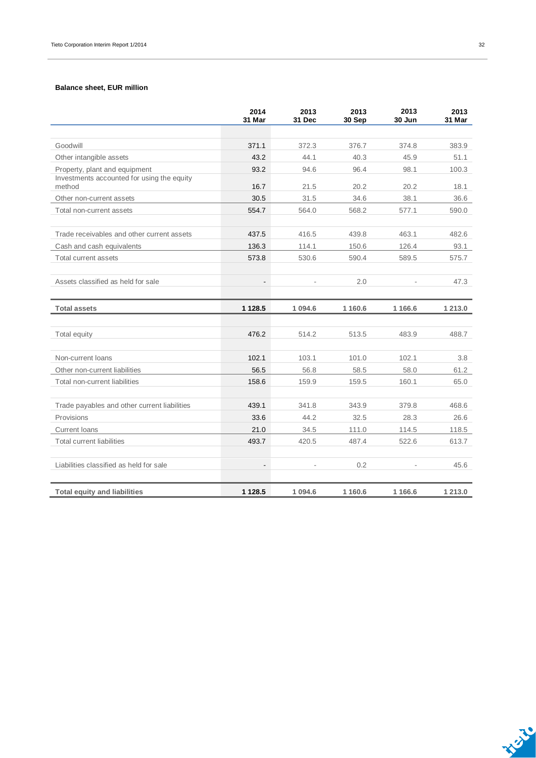**Balance sheet, EUR million**

| | 2014 31 Mar | 2013 31 Dec | 2013 30 Sep | 2013 30 Jun | 2013 31 Mar |
|---|---|---|---|---|---|
| Goodwill | 371.1 | 372.3 | 376.7 | 374.8 | 383.9 |
| Other intangible assets | 43.2 | 44.1 | 40.3 | 45.9 | 51.1 |
| Property, plant and equipment | 93.2 | 94.6 | 96.4 | 98.1 | 100.3 |
| Investments accounted for using the equity method | 16.7 | 21.5 | 20.2 | 20.2 | 18.1 |
| Other non-current assets | 30.5 | 31.5 | 34.6 | 38.1 | 36.6 |
| Total non-current assets | 554.7 | 564.0 | 568.2 | 577.1 | 590.0 |
| | | | | | |
| Trade receivables and other current assets | 437.5 | 416.5 | 439.8 | 463.1 | 482.6 |
| Cash and cash equivalents | 136.3 | 114.1 | 150.6 | 126.4 | 93.1 |
| Total current assets | 573.8 | 530.6 | 590.4 | 589.5 | 575.7 |
| | | | | | |
| Assets classified as held for sale | - | - | 2.0 | - | 47.3 |
| | | | | | |
| **Total assets** | **1 128.5** | **1 094.6** | **1 160.6** | **1 166.6** | **1 213.0** |
| | | | | | |
| Total equity | 476.2 | 514.2 | 513.5 | 483.9 | 488.7 |
| | | | | | |
| Non-current loans | 102.1 | 103.1 | 101.0 | 102.1 | 3.8 |
| Other non-current liabilities | 56.5 | 56.8 | 58.5 | 58.0 | 61.2 |
| Total non-current liabilities | 158.6 | 159.9 | 159.5 | 160.1 | 65.0 |
| | | | | | |
| Trade payables and other current liabilities | 439.1 | 341.8 | 343.9 | 379.8 | 468.6 |
| Provisions | 33.6 | 44.2 | 32.5 | 28.3 | 26.6 |
| Current loans | 21.0 | 34.5 | 111.0 | 114.5 | 118.5 |
| Total current liabilities | 493.7 | 420.5 | 487.4 | 522.6 | 613.7 |
| | | | | | |
| Liabilities classified as held for sale | - | - | 0.2 | - | 45.6 |
| | | | | | |
| **Total equity and liabilities** | **1 128.5** | **1 094.6** | **1 160.6** | **1 166.6** | **1 213.0** |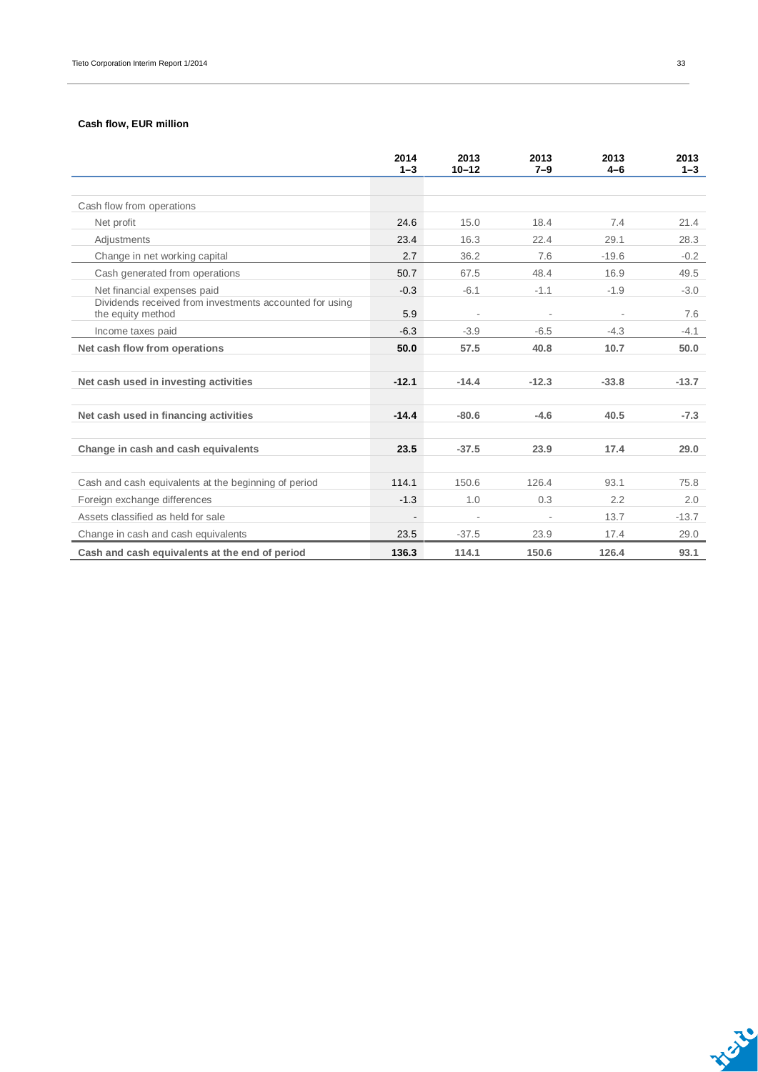**Cash flow, EUR million**

| | 2014 1–3 | 2013 10–12 | 2013 7–9 | 2013 4–6 | 2013 1–3 |
|---|---|---|---|---|---|
| Cash flow from operations | | | | | |
| Net profit | 24.6 | 15.0 | 18.4 | 7.4 | 21.4 |
| Adjustments | 23.4 | 16.3 | 22.4 | 29.1 | 28.3 |
| Change in net working capital | 2.7 | 36.2 | 7.6 | -19.6 | -0.2 |
| Cash generated from operations | 50.7 | 67.5 | 48.4 | 16.9 | 49.5 |
| Net financial expenses paid | -0.3 | -6.1 | -1.1 | -1.9 | -3.0 |
| Dividends received from investments accounted for using the equity method | 5.9 | - | - | - | 7.6 |
| Income taxes paid | -6.3 | -3.9 | -6.5 | -4.3 | -4.1 |
| **Net cash flow from operations** | **50.0** | **57.5** | **40.8** | **10.7** | **50.0** |
| | | | | | |
| **Net cash used in investing activities** | **-12.1** | **-14.4** | **-12.3** | **-33.8** | **-13.7** |
| | | | | | |
| **Net cash used in financing activities** | **-14.4** | **-80.6** | **-4.6** | **40.5** | **-7.3** |
| | | | | | |
| **Change in cash and cash equivalents** | **23.5** | **-37.5** | **23.9** | **17.4** | **29.0** |
| | | | | | |
| Cash and cash equivalents at the beginning of period | 114.1 | 150.6 | 126.4 | 93.1 | 75.8 |
| Foreign exchange differences | -1.3 | 1.0 | 0.3 | 2.2 | 2.0 |
| Assets classified as held for sale | - | - | - | 13.7 | -13.7 |
| Change in cash and cash equivalents | 23.5 | -37.5 | 23.9 | 17.4 | 29.0 |
| **Cash and cash equivalents at the end of period** | **136.3** | **114.1** | **150.6** | **126.4** | **93.1** |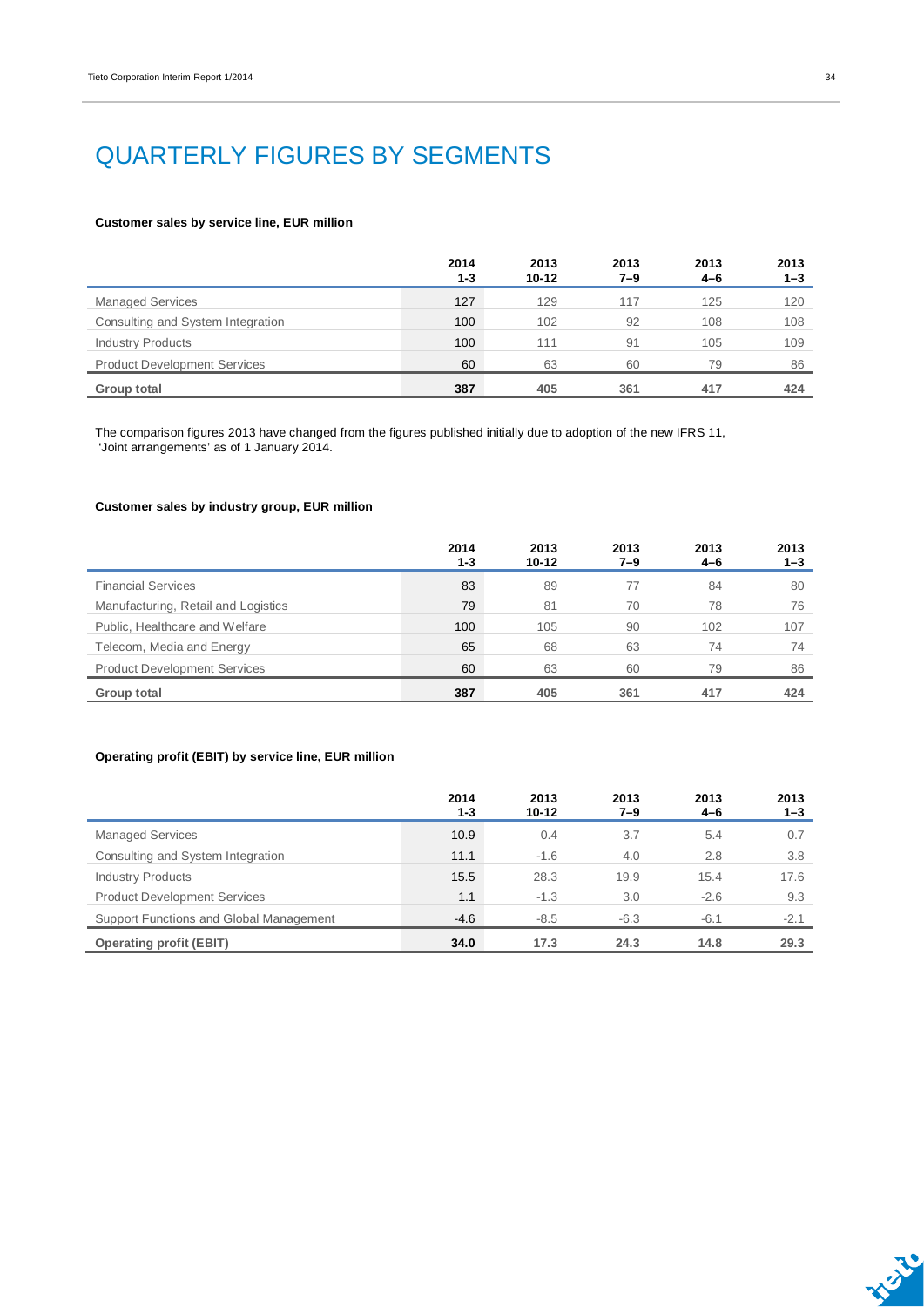# QUARTERLY FIGURES BY SEGMENTS

**Customer sales by service line, EUR million**

| | 2014 1-3 | 2013 10-12 | 2013 7–9 | 2013 4–6 | 2013 1–3 |
|---|---|---|---|---|---|
| Managed Services | 127 | 129 | 117 | 125 | 120 |
| Consulting and System Integration | 100 | 102 | 92 | 108 | 108 |
| Industry Products | 100 | 111 | 91 | 105 | 109 |
| Product Development Services | 60 | 63 | 60 | 79 | 86 |
| **Group total** | **387** | **405** | **361** | **417** | **424** |

The comparison figures 2013 have changed from the figures published initially due to adoption of the new IFRS 11, 'Joint arrangements' as of 1 January 2014.

**Customer sales by industry group, EUR million**

| | 2014 1-3 | 2013 10-12 | 2013 7–9 | 2013 4–6 | 2013 1–3 |
|---|---|---|---|---|---|
| Financial Services | 83 | 89 | 77 | 84 | 80 |
| Manufacturing, Retail and Logistics | 79 | 81 | 70 | 78 | 76 |
| Public, Healthcare and Welfare | 100 | 105 | 90 | 102 | 107 |
| Telecom, Media and Energy | 65 | 68 | 63 | 74 | 74 |
| Product Development Services | 60 | 63 | 60 | 79 | 86 |
| **Group total** | **387** | **405** | **361** | **417** | **424** |

**Operating profit (EBIT) by service line, EUR million**

| | 2014 1-3 | 2013 10-12 | 2013 7–9 | 2013 4–6 | 2013 1–3 |
|---|---|---|---|---|---|
| Managed Services | 10.9 | 0.4 | 3.7 | 5.4 | 0.7 |
| Consulting and System Integration | 11.1 | -1.6 | 4.0 | 2.8 | 3.8 |
| Industry Products | 15.5 | 28.3 | 19.9 | 15.4 | 17.6 |
| Product Development Services | 1.1 | -1.3 | 3.0 | -2.6 | 9.3 |
| Support Functions and Global Management | -4.6 | -8.5 | -6.3 | -6.1 | -2.1 |
| **Operating profit (EBIT)** | **34.0** | **17.3** | **24.3** | **14.8** | **29.3** |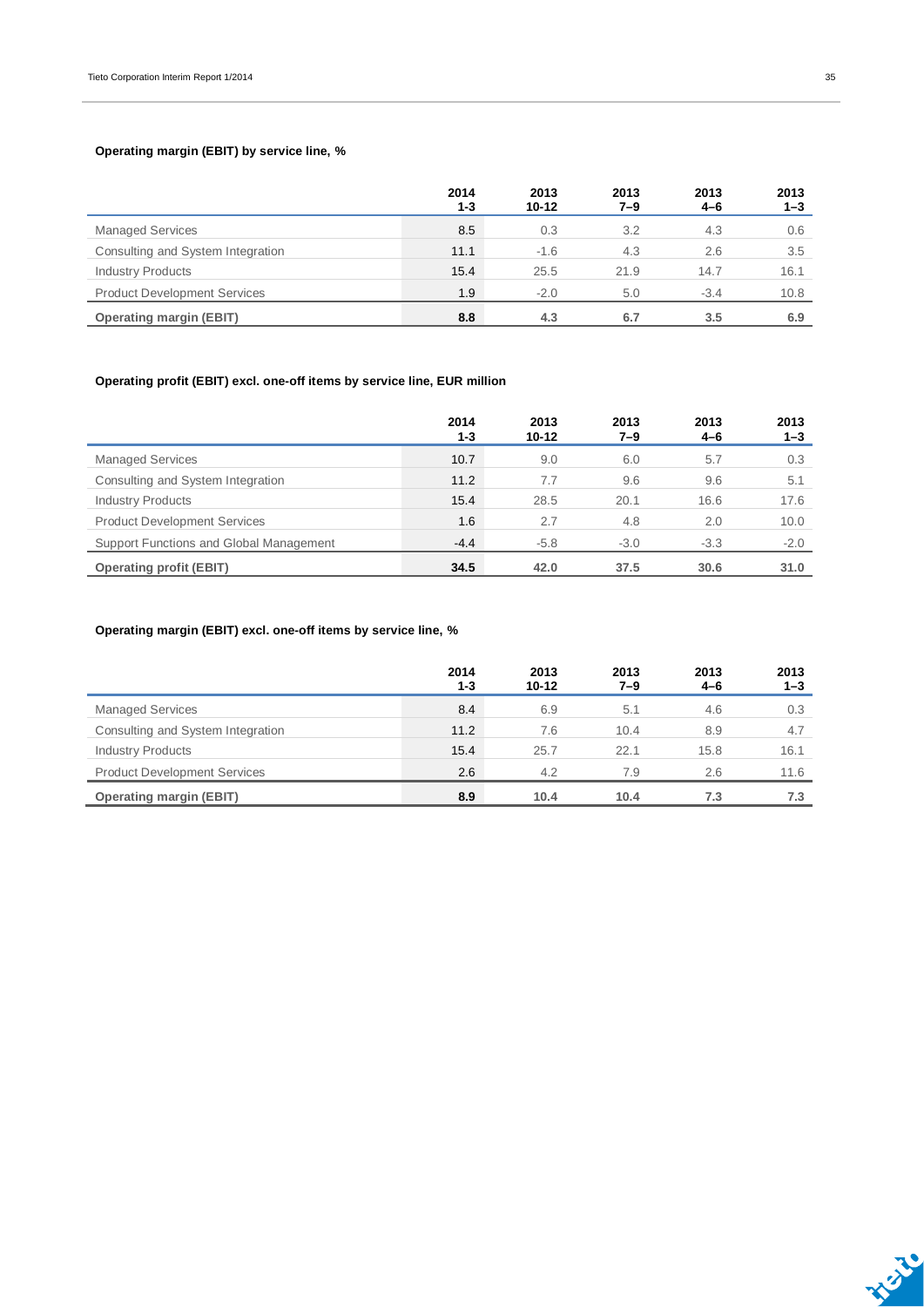**Operating margin (EBIT) by service line, %**

| | 2014 1-3 | 2013 10-12 | 2013 7–9 | 2013 4–6 | 2013 1–3 |
|---|---|---|---|---|---|
| Managed Services | 8.5 | 0.3 | 3.2 | 4.3 | 0.6 |
| Consulting and System Integration | 11.1 | -1.6 | 4.3 | 2.6 | 3.5 |
| Industry Products | 15.4 | 25.5 | 21.9 | 14.7 | 16.1 |
| Product Development Services | 1.9 | -2.0 | 5.0 | -3.4 | 10.8 |
| **Operating margin (EBIT)** | **8.8** | **4.3** | **6.7** | **3.5** | **6.9** |

**Operating profit (EBIT) excl. one-off items by service line, EUR million**

| | 2014 1-3 | 2013 10-12 | 2013 7–9 | 2013 4–6 | 2013 1–3 |
|---|---|---|---|---|---|
| Managed Services | 10.7 | 9.0 | 6.0 | 5.7 | 0.3 |
| Consulting and System Integration | 11.2 | 7.7 | 9.6 | 9.6 | 5.1 |
| Industry Products | 15.4 | 28.5 | 20.1 | 16.6 | 17.6 |
| Product Development Services | 1.6 | 2.7 | 4.8 | 2.0 | 10.0 |
| Support Functions and Global Management | -4.4 | -5.8 | -3.0 | -3.3 | -2.0 |
| **Operating profit (EBIT)** | **34.5** | **42.0** | **37.5** | **30.6** | **31.0** |

**Operating margin (EBIT) excl. one-off items by service line, %**

| | 2014 1-3 | 2013 10-12 | 2013 7–9 | 2013 4–6 | 2013 1–3 |
|---|---|---|---|---|---|
| Managed Services | 8.4 | 6.9 | 5.1 | 4.6 | 0.3 |
| Consulting and System Integration | 11.2 | 7.6 | 10.4 | 8.9 | 4.7 |
| Industry Products | 15.4 | 25.7 | 22.1 | 15.8 | 16.1 |
| Product Development Services | 2.6 | 4.2 | 7.9 | 2.6 | 11.6 |
| **Operating margin (EBIT)** | **8.9** | **10.4** | **10.4** | **7.3** | **7.3** |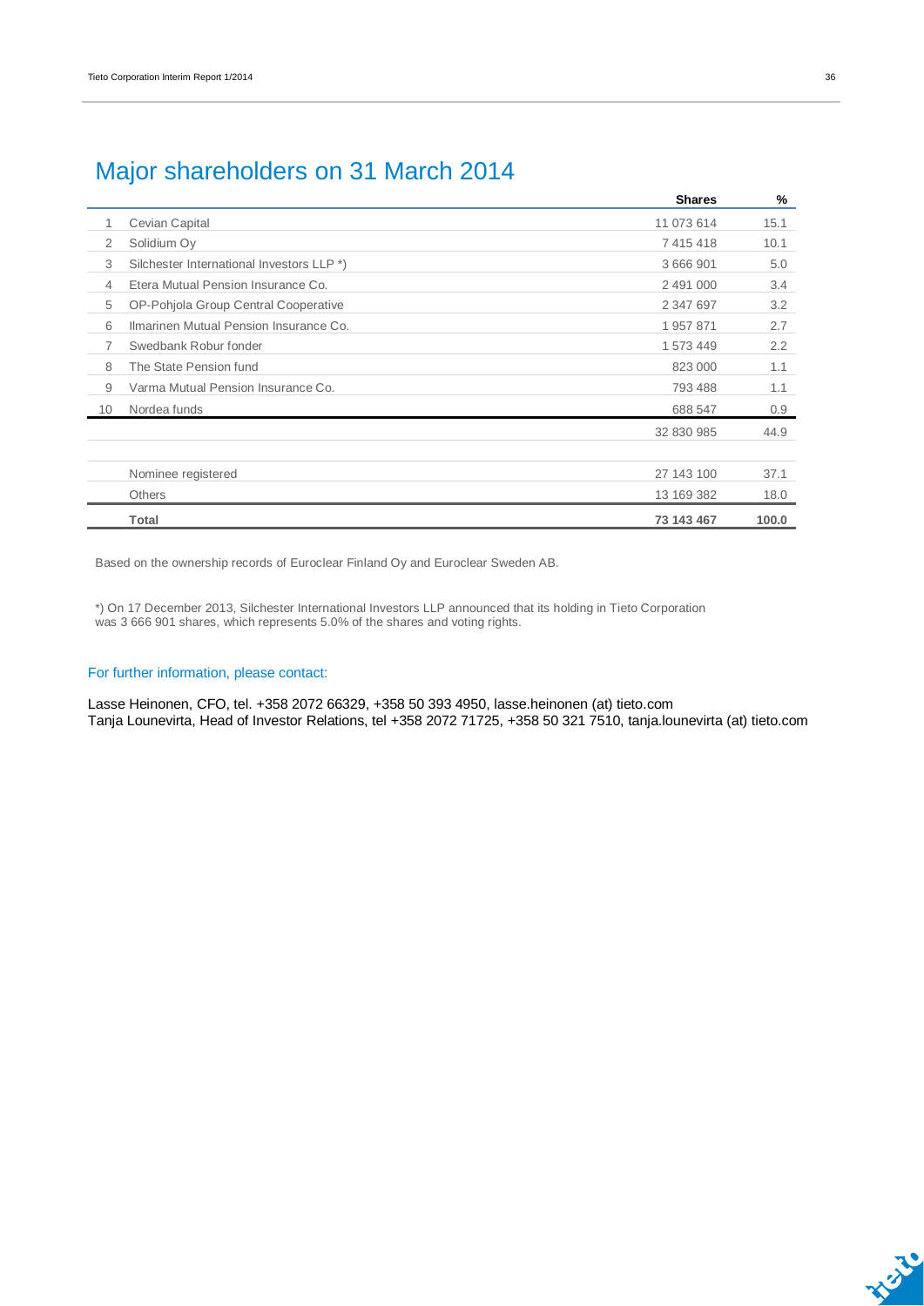## Major shareholders on 31 March 2014

| | | Shares | % |
|---|---|---|---|
| 1 | Cevian Capital | 11 073 614 | 15.1 |
| 2 | Solidium Oy | 7 415 418 | 10.1 |
| 3 | Silchester International Investors LLP *) | 3 666 901 | 5.0 |
| 4 | Etera Mutual Pension Insurance Co. | 2 491 000 | 3.4 |
| 5 | OP-Pohjola Group Central Cooperative | 2 347 697 | 3.2 |
| 6 | Ilmarinen Mutual Pension Insurance Co. | 1 957 871 | 2.7 |
| 7 | Swedbank Robur fonder | 1 573 449 | 2.2 |
| 8 | The State Pension fund | 823 000 | 1.1 |
| 9 | Varma Mutual Pension Insurance Co. | 793 488 | 1.1 |
| 10 | Nordea funds | 688 547 | 0.9 |
| | | 32 830 985 | 44.9 |
| | | | |
| | Nominee registered | 27 143 100 | 37.1 |
| | Others | 13 169 382 | 18.0 |
| | **Total** | **73 143 467** | **100.0** |

Based on the ownership records of Euroclear Finland Oy and Euroclear Sweden AB.

*) On 17 December 2013, Silchester International Investors LLP announced that its holding in Tieto Corporation was 3 666 901 shares, which represents 5.0% of the shares and voting rights.

### For further information, please contact:

Lasse Heinonen, CFO, tel. +358 2072 66329, +358 50 393 4950, lasse.heinonen (at) tieto.com
Tanja Lounevirta, Head of Investor Relations, tel +358 2072 71725, +358 50 321 7510, tanja.lounevirta (at) tieto.com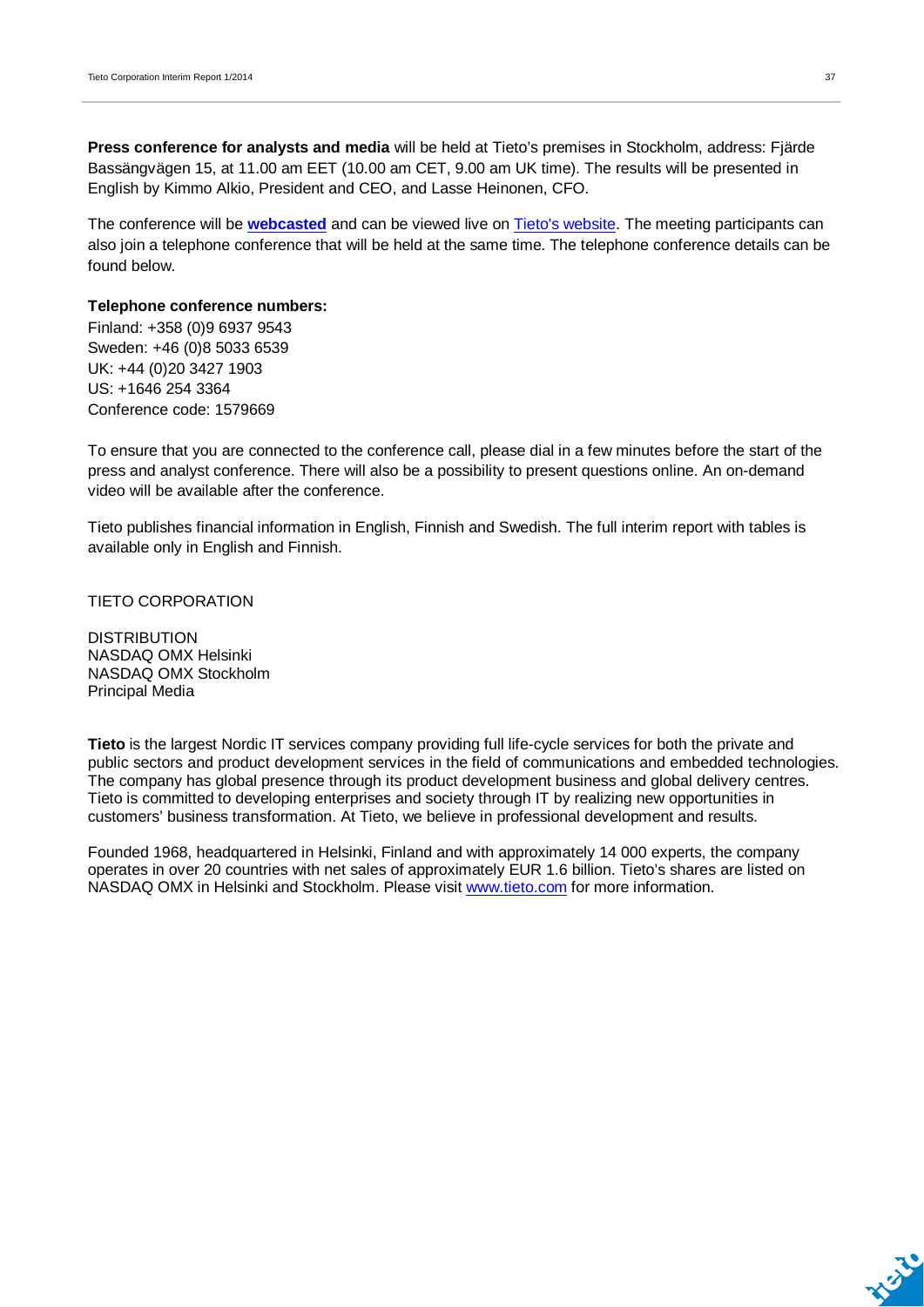**Press conference for analysts and media** will be held at Tieto's premises in Stockholm, address: Fjärde Bassängvägen 15, at 11.00 am EET (10.00 am CET, 9.00 am UK time). The results will be presented in English by Kimmo Alkio, President and CEO, and Lasse Heinonen, CFO.

The conference will be **webcasted** and can be viewed live on Tieto's website. The meeting participants can also join a telephone conference that will be held at the same time. The telephone conference details can be found below.

**Telephone conference numbers:**
Finland: +358 (0)9 6937 9543
Sweden: +46 (0)8 5033 6539
UK: +44 (0)20 3427 1903
US: +1646 254 3364
Conference code: 1579669

To ensure that you are connected to the conference call, please dial in a few minutes before the start of the press and analyst conference. There will also be a possibility to present questions online. An on-demand video will be available after the conference.

Tieto publishes financial information in English, Finnish and Swedish. The full interim report with tables is available only in English and Finnish.

TIETO CORPORATION

DISTRIBUTION
NASDAQ OMX Helsinki
NASDAQ OMX Stockholm
Principal Media

**Tieto** is the largest Nordic IT services company providing full life-cycle services for both the private and public sectors and product development services in the field of communications and embedded technologies. The company has global presence through its product development business and global delivery centres. Tieto is committed to developing enterprises and society through IT by realizing new opportunities in customers' business transformation. At Tieto, we believe in professional development and results.

Founded 1968, headquartered in Helsinki, Finland and with approximately 14 000 experts, the company operates in over 20 countries with net sales of approximately EUR 1.6 billion. Tieto's shares are listed on NASDAQ OMX in Helsinki and Stockholm. Please visit www.tieto.com for more information.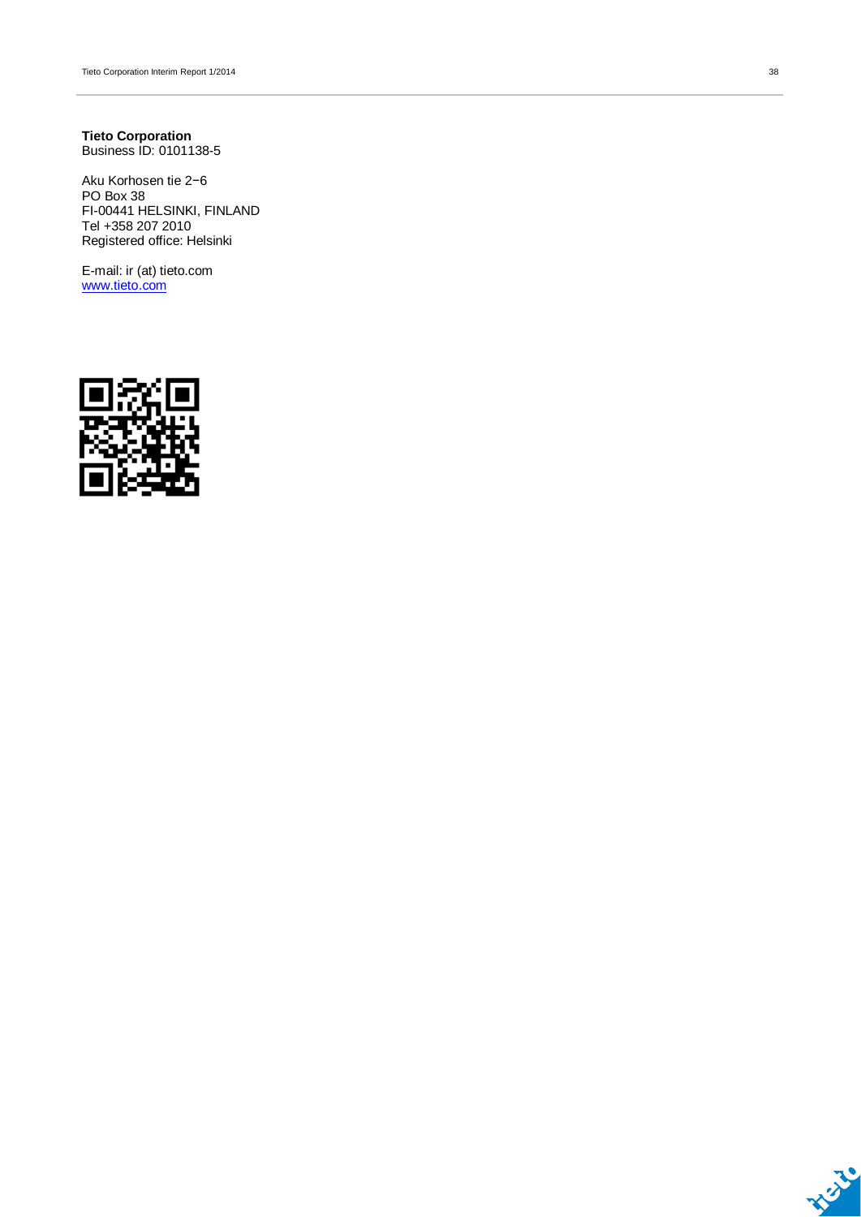**Tieto Corporation**
Business ID: 0101138-5

Aku Korhosen tie 2−6
PO Box 38
FI-00441 HELSINKI, FINLAND
Tel +358 207 2010
Registered office: Helsinki

E-mail: ir (at) tieto.com
www.tieto.com